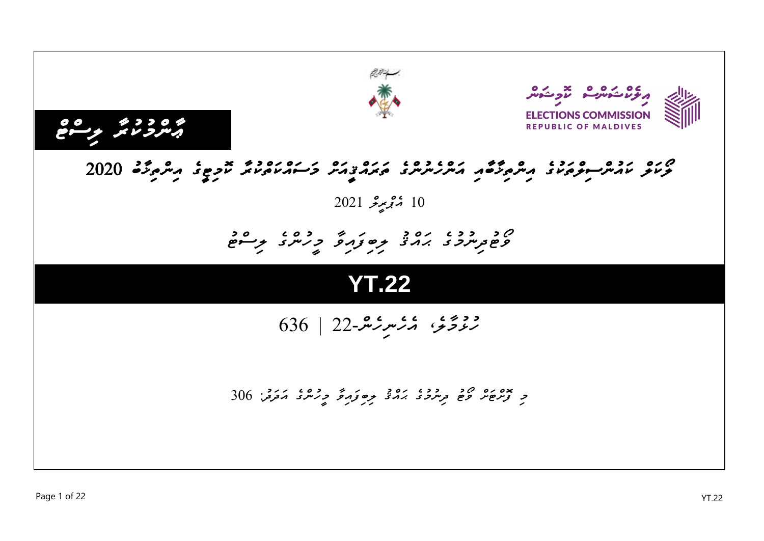އިލެކްޝަންސް ކޮމިޝަން

ELECTIONS COMMISSION

REPUBLIC OF MALDIVES

އާންމުކުރާ ލިސްޓު

# ލޯކަލް ކައުންސިލްތަކުގެ އިންތިޚާބާއި އަންހެނުންގެ ތަރައްޤީއަށް މަސައްކަތްކުރާ ކޮމިޓީގެ އިންތިޚާބު 2020

10 އެޕްރީލް 2021

ވޯޓުދިނުމުގެ ޙައްޤު ލިބިފައިވާ މީހުންގެ ލިސްޓު

# YT.22

ހުޅުމާލެ، އެހެނިހެން-22 | 636

މި ފޮތުގައި ވޯޓު ދިނުމުގެ ޙައްޤު ލިބިފައިވާ މީހުންގެ އަދަދު: 306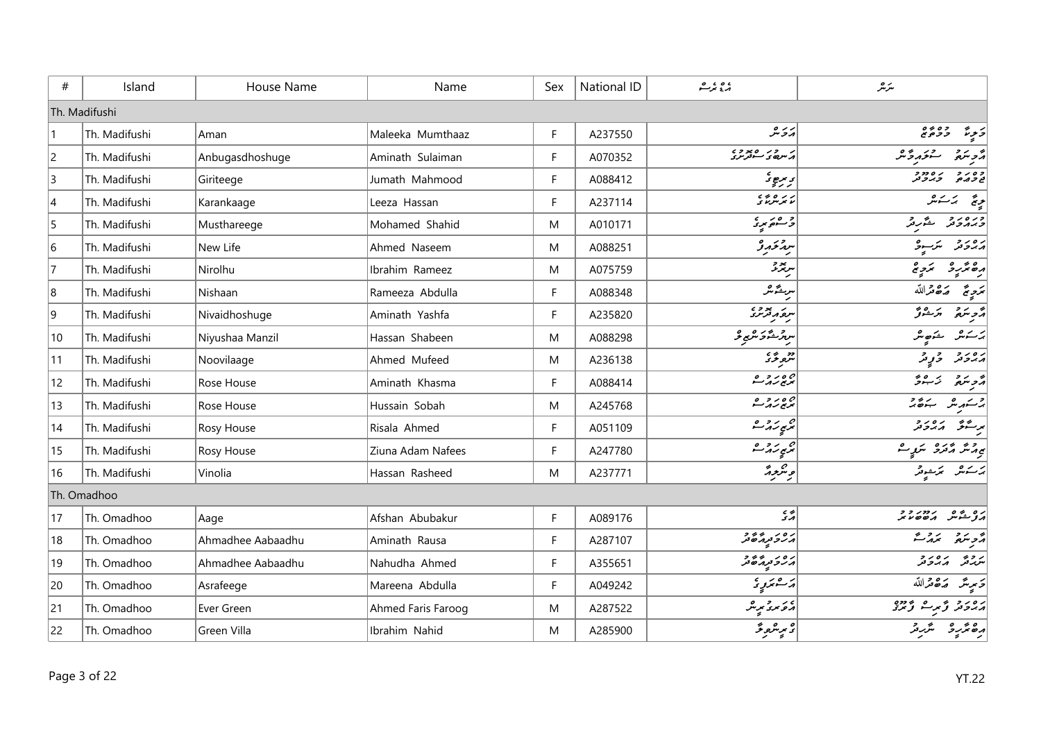| # | Island | House Name | Name | Sex | National ID | ދާއިރާ | ނަން |
|---|---|---|---|---|---|---|---|
| Th. Madifushi | | | | | | | |
| 1 | Th. Madifushi | Aman | Maleeka Mumthaaz | F | A237550 | އަމަން | މަލީކާ މުމްތާޒު |
| 2 | Th. Madifushi | Anbugasdhoshuge | Aminath Sulaiman | F | A070352 | އަނބުގަސްދޮށުގެ | އާމިނަތު ސުލައިމާން |
| 3 | Th. Madifushi | Giriteege | Jumath Mahmood | F | A088412 | ގިރިޓީގެ | ޖުމައަތު މަޙްމޫދު |
| 4 | Th. Madifushi | Karankaage | Leeza Hassan | F | A237114 | ކަރަންކާގެ | ލީޒާ ހަސަން |
| 5 | Th. Madifushi | Musthareege | Mohamed Shahid | M | A010171 | މުސްތަރީގެ | މުހައްމަދު ޝާހިދު |
| 6 | Th. Madifushi | New Life | Ahmed Naseem | M | A088251 | ނިއުލައިފް | އަހްމަދު ނަސީމް |
| 7 | Th. Madifushi | Nirolhu | Ibrahim Rameez | M | A075759 | ނިރޮޅު | އިބްރާހިމް ރަމީޒު |
| 8 | Th. Madifushi | Nishaan | Rameeza Abdulla | F | A088348 | ނިޝާން | ރަމީޒާ އަބްދުﷲ |
| 9 | Th. Madifushi | Nivaidhoshuge | Aminath Yashfa | F | A235820 | ނިވައިދޮށުގެ | އާމިނަތު ޔަޝްފާ |
| 10 | Th. Madifushi | Niyushaa Manzil | Hassan Shabeen | M | A088298 | ނިޔުޝާމަންޒިލް | ހަސަން ޝަބީން |
| 11 | Th. Madifushi | Noovilaage | Ahmed Mufeed | M | A236138 | ނޫވިލާގެ | އަހްމަދު މުފީދު |
| 12 | Th. Madifushi | Rose House | Aminath Khasma | F | A088414 | ރޯޒްހައުސް | އާމިނަތު ޚަސްމާ |
| 13 | Th. Madifushi | Rose House | Hussain Sobah | M | A245768 | ރޯޒްހައުސް | ހުސައިން ސަބާހު |
| 14 | Th. Madifushi | Rosy House | Risala Ahmed | F | A051109 | ރޯޒީހައުސް | ރިސާލާ އަހްމަދު |
| 15 | Th. Madifushi | Rosy House | Ziuna Adam Nafees | F | A247780 | ރޯޒީހައުސް | ޒިއުނާ އާދަމް ނަފީސް |
| 16 | Th. Madifushi | Vinolia | Hassan Rasheed | M | A237771 | ވިނޮލިއާ | ހަސަން ރަޝީދު |
| Th. Omadhoo | | | | | | | |
| 17 | Th. Omadhoo | Aage | Afshan Abubakur | F | A089176 | އާގެ | އަފްޝާން އަބޫބަކުރު |
| 18 | Th. Omadhoo | Ahmadhee Aabaadhu | Aminath Rausa | F | A287107 | އަޙްމަދީއާބާދު | އާމިނަތު ރައުސާ |
| 19 | Th. Omadhoo | Ahmadhee Aabaadhu | Nahudha Ahmed | F | A355651 | އަޙްމަދީއާބާދު | ނަހުދާ އަހްމަދު |
| 20 | Th. Omadhoo | Asrafeege | Mareena Abdulla | F | A049242 | އަސްރަފީގެ | މަރީނާ އަބްދުﷲ |
| 21 | Th. Omadhoo | Ever Green | Ahmed Faris Faroog | M | A287522 | އެވަރގްރީން | އަހްމަދު ފާރިސް ފާރޫގު |
| 22 | Th. Omadhoo | Green Villa | Ibrahim Nahid | M | A285900 | ގްރީންވިލާ | އިބްރާހިމް ނާހިދު |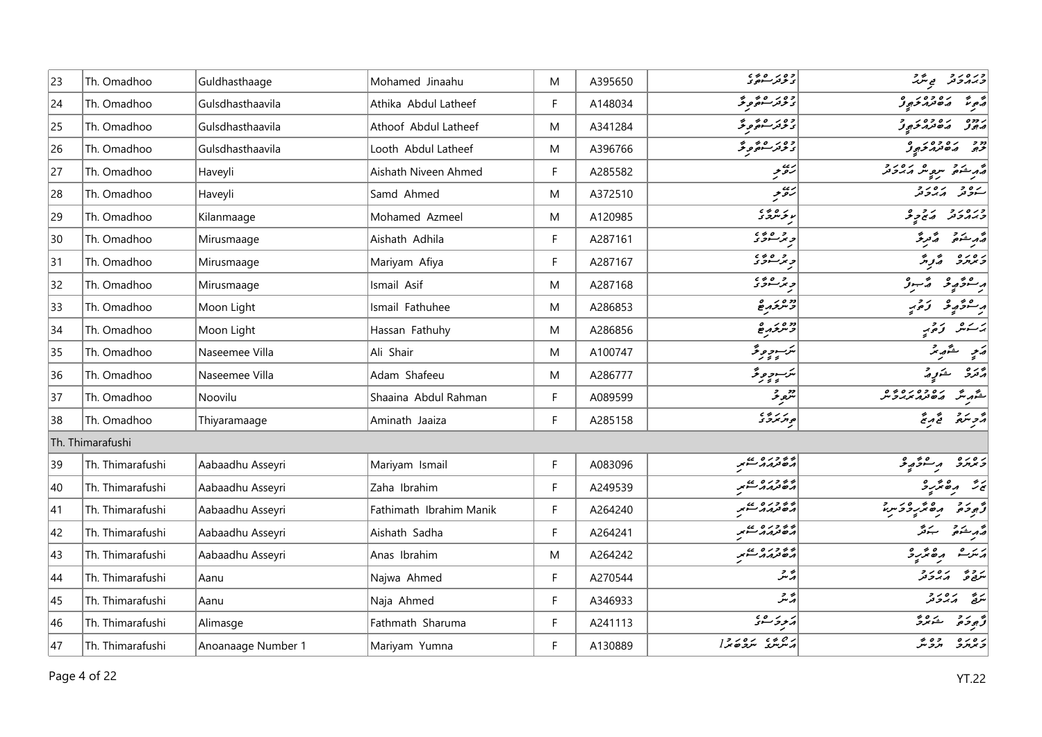| 23 | Th. Omadhoo | Guldhasthaage | Mohamed Jinaahu | M | A395650 | ގުލްދަސްތާގެ | މުހައްމަދު ޖިނާހު |
|---|---|---|---|---|---|---|---|
| 24 | Th. Omadhoo | Gulsdhasthaavila | Athika Abdul Latheef | F | A148034 | ގުލްސްދަސްތާވިލާ | އާތިކާ އަބްދުލްލަޠީފު |
| 25 | Th. Omadhoo | Gulsdhasthaavila | Athoof Abdul Latheef | M | A341284 | ގުލްސްދަސްތާވިލާ | އަތޫފް އަބްދުލްލަޠީފު |
| 26 | Th. Omadhoo | Gulsdhasthaavila | Looth Abdul Latheef | M | A396766 | ގުލްސްދަސްތާވިލާ | ލޫތު އަބްދުލްލަޠީފު |
| 27 | Th. Omadhoo | Haveyli | Aishath Niveen Ahmed | F | A285582 | ހަވޭލި | އައިޝަތު ނިވީން އަހުމަދު |
| 28 | Th. Omadhoo | Haveyli | Samd Ahmed | M | A372510 | ހަވޭލި | ސަމްދު އަހުމަދު |
| 29 | Th. Omadhoo | Kilanmaage | Mohamed Azmeel | M | A120985 | ކިލަންމާގެ | މުހައްމަދު އަޒްމީލް |
| 30 | Th. Omadhoo | Mirusmaage | Aishath Adhila | F | A287161 | މިރުސްމާގެ | އައިޝަތު އާދިލާ |
| 31 | Th. Omadhoo | Mirusmaage | Mariyam Afiya | F | A287167 | މިރުސްމާގެ | މަރިޔަމް އާފިޔާ |
| 32 | Th. Omadhoo | Mirusmaage | Ismail Asif | M | A287168 | މިރުސްމާގެ | އިސްމާއީލް އާސިފް |
| 33 | Th. Omadhoo | Moon Light | Ismail Fathuhee | M | A286853 | މޫންލައިޓް | އިސްމާއީލް ފަތުހީ |
| 34 | Th. Omadhoo | Moon Light | Hassan Fathuhy | M | A286856 | މޫންލައިޓް | ހަސަން ފަތުހީ |
| 35 | Th. Omadhoo | Naseemee Villa | Ali Shair | M | A100747 | ނަސީމީވިލާ | އަލި ޝާއިރު |
| 36 | Th. Omadhoo | Naseemee Villa | Adam Shafeeu | M | A286777 | ނަސީމީވިލާ | އާދަމް ޝަފީއު |
| 37 | Th. Omadhoo | Noovilu | Shaaina Abdul Rahman | F | A089599 | ނޫވިލު | ޝާއިނާ އަބްދުއްރަޙްމާން |
| 38 | Th. Omadhoo | Thiyaramaage | Aminath Jaaiza | F | A285158 | ތިޔަރަމާގެ | އާމިނަތު ޖާއިޒާ |
| Th. Thimarafushi | | | | | | | |
| 39 | Th. Thimarafushi | Aabaadhu Asseyri | Mariyam Ismail | F | A083096 | އާބާދުއައްސޭރި | މަރިޔަމް އިސްމާއީލް |
| 40 | Th. Thimarafushi | Aabaadhu Asseyri | Zaha Ibrahim | F | A249539 | އާބާދުއައްސޭރި | ޒަހާ އިބްރާހީމް |
| 41 | Th. Thimarafushi | Aabaadhu Asseyri | Fathimath Ibrahim Manik | F | A264240 | އާބާދުއައްސޭރި | ފާތިމަތު އިބްރާހީމްމަނިކު |
| 42 | Th. Thimarafushi | Aabaadhu Asseyri | Aishath Sadha | F | A264241 | އާބާދުއައްސޭރި | އައިޝަތު ސައްދާ |
| 43 | Th. Thimarafushi | Aabaadhu Asseyri | Anas Ibrahim | M | A264242 | އާބާދުއައްސޭރި | އަނަސް އިބްރާހީމް |
| 44 | Th. Thimarafushi | Aanu | Najwa Ahmed | F | A270544 | އާނު | ނަޖްވާ އަހުމަދު |
| 45 | Th. Thimarafushi | Aanu | Naja Ahmed | F | A346933 | އާނު | ނަޖާ އަހުމަދު |
| 46 | Th. Thimarafushi | Alimasge | Fathmath Sharuma | F | A241113 | އަލިމަސްގެ | ފާތިމަތު ޝަރުމާ |
| 47 | Th. Thimarafushi | Anoanaage Number 1 | Mariyam Yumna | F | A130889 | އަނޯނާގެ ނަމްބަރ1 | މަރިޔަމް ޔުމްނާ |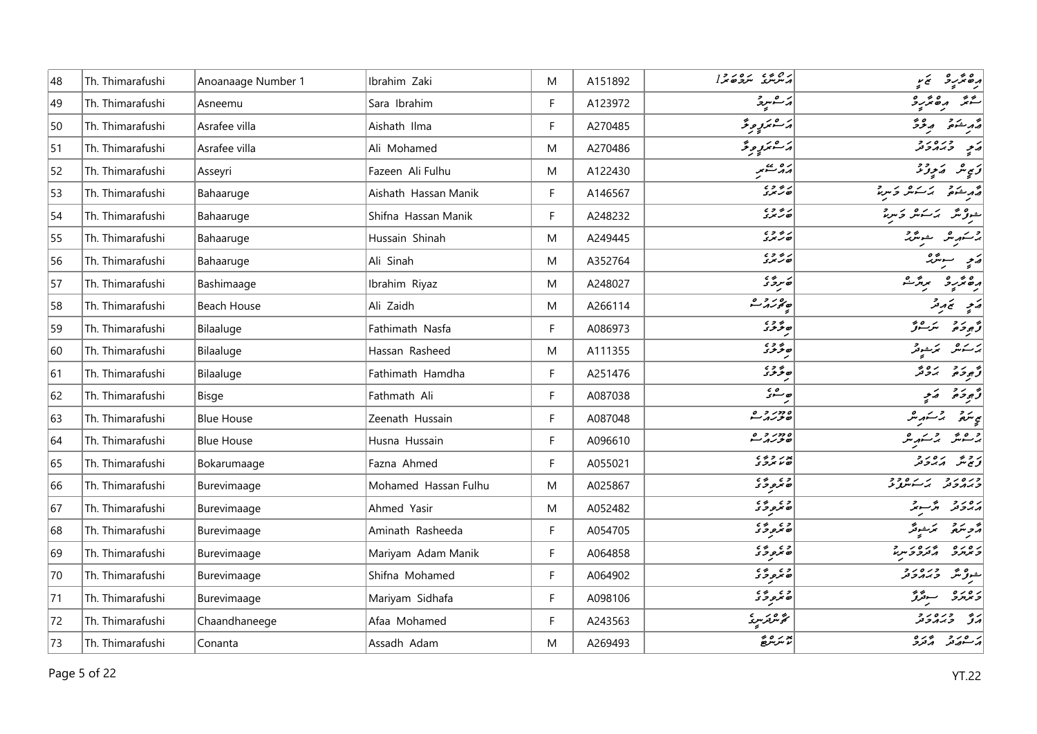| 48 | Th. Thimarafushi | Anoanaage Number 1 | Ibrahim Zaki | M | A151892 | އަނޯނާގެ ނަންބަރު 1 | އިބްރާހީމް ޒަކީ |
|---|---|---|---|---|---|---|---|
| 49 | Th. Thimarafushi | Asneemu | Sara Ibrahim | F | A123972 | އަސްނީމު | ސާރާ އިބްރާހީމް |
| 50 | Th. Thimarafushi | Asrafee villa | Aishath Ilma | F | A270485 | އަސްރަފީވިލާ | އާއިޝަތު އިލްމާ |
| 51 | Th. Thimarafushi | Asrafee villa | Ali Mohamed | M | A270486 | އަސްރަފީވިލާ | އަލީ މުހައްމަދު |
| 52 | Th. Thimarafushi | Asseyri | Fazeen Ali Fulhu | M | A122430 | އައްސޭރި | ފަޒީން އަލިފުޅު |
| 53 | Th. Thimarafushi | Bahaaruge | Aishath Hassan Manik | F | A146567 | ބަހާރުގެ | އާއިޝަތު ހަސަން މަނިކު |
| 54 | Th. Thimarafushi | Bahaaruge | Shifna Hassan Manik | F | A248232 | ބަހާރުގެ | ޝިފްނާ ހަސަން މަނިކު |
| 55 | Th. Thimarafushi | Bahaaruge | Hussain Shinah | M | A249445 | ބަހާރުގެ | ހުސައިން ޝިނާހު |
| 56 | Th. Thimarafushi | Bahaaruge | Ali Sinah | M | A352764 | ބަހާރުގެ | އަލީ ސިނާހު |
| 57 | Th. Thimarafushi | Bashimaage | Ibrahim Riyaz | M | A248027 | ބަޝިމާގެ | އިބްރާހީމް ރިޔާޒް |
| 58 | Th. Thimarafushi | Beach House | Ali Zaidh | M | A266114 | ބީޗްހައުސް | އަލީ ޒައިދު |
| 59 | Th. Thimarafushi | Bilaaluge | Fathimath Nasfa | F | A086973 | ބިލާލުގެ | ފާތިމަތު ނަސްފާ |
| 60 | Th. Thimarafushi | Bilaaluge | Hassan Rasheed | M | A111355 | ބިލާލުގެ | ހަސަން ރަޝީދު |
| 61 | Th. Thimarafushi | Bilaaluge | Fathimath Hamdha | F | A251476 | ބިލާލުގެ | ފާތިމަތު ހަމްދާ |
| 62 | Th. Thimarafushi | Bisge | Fathmath Ali | F | A087038 | ބިސްގެ | ފާތިމަތު އަލީ |
| 63 | Th. Thimarafushi | Blue House | Zeenath Hussain | F | A087048 | ބްލޫހައުސް | ޒީނަތު ހުސައިން |
| 64 | Th. Thimarafushi | Blue House | Husna Hussain | F | A096610 | ބްލޫހައުސް | ހުސްނާ ހުސައިން |
| 65 | Th. Thimarafushi | Bokarumaage | Fazna Ahmed | F | A055021 | ބޯކަރުމާގެ | ފަޒްނާ އަހުމަދު |
| 66 | Th. Thimarafushi | Burevimaage | Mohamed Hassan Fulhu | M | A025867 | ބުރެވިމާގެ | މުހައްމަދު ހަސަންފުޅު |
| 67 | Th. Thimarafushi | Burevimaage | Ahmed Yasir | M | A052482 | ބުރެވިމާގެ | އަހުމަދު ޔާސިރު |
| 68 | Th. Thimarafushi | Burevimaage | Aminath Rasheeda | F | A054705 | ބުރެވިމާގެ | އާމިނަތު ރަޝީދާ |
| 69 | Th. Thimarafushi | Burevimaage | Mariyam Adam Manik | F | A064858 | ބުރެވިމާގެ | މަރިޔަމް އާދަމްމަނިކު |
| 70 | Th. Thimarafushi | Burevimaage | Shifna Mohamed | F | A064902 | ބުރެވިމާގެ | ޝިފްނާ މުހައްމަދު |
| 71 | Th. Thimarafushi | Burevimaage | Mariyam Sidhafa | F | A098106 | ބުރެވިމާގެ | މަރިޔަމް ސިދާފާ |
| 72 | Th. Thimarafushi | Chaandhaneege | Afaa Mohamed | F | A243563 | ޗާނދަނީގެ | އަފާ މުހައްމަދު |
| 73 | Th. Thimarafushi | Conanta | Assadh Adam | M | A269493 | ކޮނަންޓާ | އަސްޢަދު އާދަމް |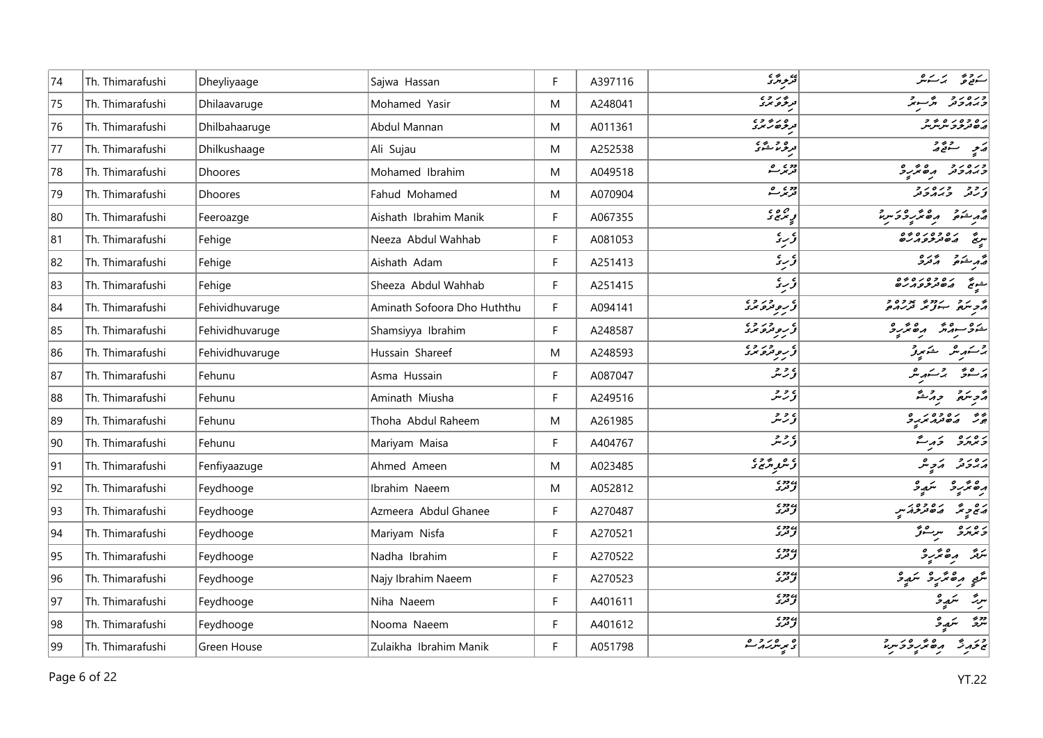| 74 | Th. Thimarafushi | Dheyliyaage | Sajwa Hassan | F | A397116 | ދޭލިޔާގެ | ސަޖުވާ ހަސަން |
|---|---|---|---|---|---|---|---|
| 75 | Th. Thimarafushi | Dhilaavaruge | Mohamed Yasir | M | A248041 | ދިލާވަރުގެ | މުހައްމަދު ޔާސިރު |
| 76 | Th. Thimarafushi | Dhilbahaaruge | Abdul Mannan | M | A011361 | ދިލްބަހާރުގެ | އަބްދުލް މަންނާން |
| 77 | Th. Thimarafushi | Dhilkushaage | Ali Sujau | M | A252538 | ދިލްކުށާގެ | އަލި ސުޖާއު |
| 78 | Th. Thimarafushi | Dhoores | Mohamed Ibrahim | M | A049518 | ދޫރެސް | މުހައްމަދު އިބްރާހިމް |
| 79 | Th. Thimarafushi | Dhoores | Fahud Mohamed | M | A070904 | ދޫރެސް | ފަހުދު މުހައްމަދު |
| 80 | Th. Thimarafushi | Feeroazge | Aishath Ibrahim Manik | F | A067355 | ފީރޯޒްގެ | އައިޝަތު އިބްރާހިމްމަނިކު |
| 81 | Th. Thimarafushi | Fehige | Neeza Abdul Wahhab | F | A081053 | ފެހިގެ | ނީޒާ އަބްދުލްވައްހާބް |
| 82 | Th. Thimarafushi | Fehige | Aishath Adam | F | A251413 | ފެހިގެ | އައިޝަތު އާދަމް |
| 83 | Th. Thimarafushi | Fehige | Sheeza Abdul Wahhab | F | A251415 | ފެހިގެ | ޝީޒާ އަބްދުލްވައްހާބް |
| 84 | Th. Thimarafushi | Fehividhuvaruge | Aminath Sofoora Dho Huththu | F | A094141 | ފެހިވިދުވަރުގެ | އާމިނަތު ސަފޫރާ ދޮހުއްތު |
| 85 | Th. Thimarafushi | Fehividhuvaruge | Shamsiyya Ibrahim | F | A248587 | ފެހިވިދުވަރުގެ | ޝަމްސިއްޔާ އިބްރާހިމް |
| 86 | Th. Thimarafushi | Fehividhuvaruge | Hussain Shareef | M | A248593 | ފެހިވިދުވަރުގެ | ހުސައިން ޝަރީފު |
| 87 | Th. Thimarafushi | Fehunu | Asma Hussain | F | A087047 | ފެހުނު | އަސްމާ ހުސައިން |
| 88 | Th. Thimarafushi | Fehunu | Aminath Miusha | F | A249516 | ފެހުނު | އާމިނަތު މިއުޝާ |
| 89 | Th. Thimarafushi | Fehunu | Thoha Abdul Raheem | M | A261985 | ފެހުނު | ޠޯހާ އަބްދުއްރަހީމް |
| 90 | Th. Thimarafushi | Fehunu | Mariyam Maisa | F | A404767 | ފެހުނު | މަރިޔަމް މައިސާ |
| 91 | Th. Thimarafushi | Fenfiyaazuge | Ahmed Ameen | M | A023485 | ފެންފިޔާޒުގެ | އަހުމަދު އަމީން |
| 92 | Th. Thimarafushi | Feydhooge | Ibrahim Naeem | M | A052812 | ފޭދޫގެ | އިބްރާހިމް ނައީމް |
| 93 | Th. Thimarafushi | Feydhooge | Azmeera Abdul Ghanee | F | A270487 | ފޭދޫގެ | އަޒްމީރާ އަބްދުލްޣަނީ |
| 94 | Th. Thimarafushi | Feydhooge | Mariyam Nisfa | F | A270521 | ފޭދޫގެ | މަރިޔަމް ނިސްފާ |
| 95 | Th. Thimarafushi | Feydhooge | Nadha Ibrahim | F | A270522 | ފޭދޫގެ | ނަދާ އިބްރާހިމް |
| 96 | Th. Thimarafushi | Feydhooge | Najy Ibrahim Naeem | F | A270523 | ފޭދޫގެ | ނާޖީ އިބްރާހިމް ނައީމް |
| 97 | Th. Thimarafushi | Feydhooge | Niha Naeem | F | A401611 | ފޭދޫގެ | ނިހާ ނައީމް |
| 98 | Th. Thimarafushi | Feydhooge | Nooma Naeem | F | A401612 | ފޭދޫގެ | ނޫމާ ނައީމް |
| 99 | Th. Thimarafushi | Green House | Zulaikha Ibrahim Manik | F | A051798 | ގްރީންހައުސް | ޒުލައިޚާ އިބްރާހިމްމަނިކު |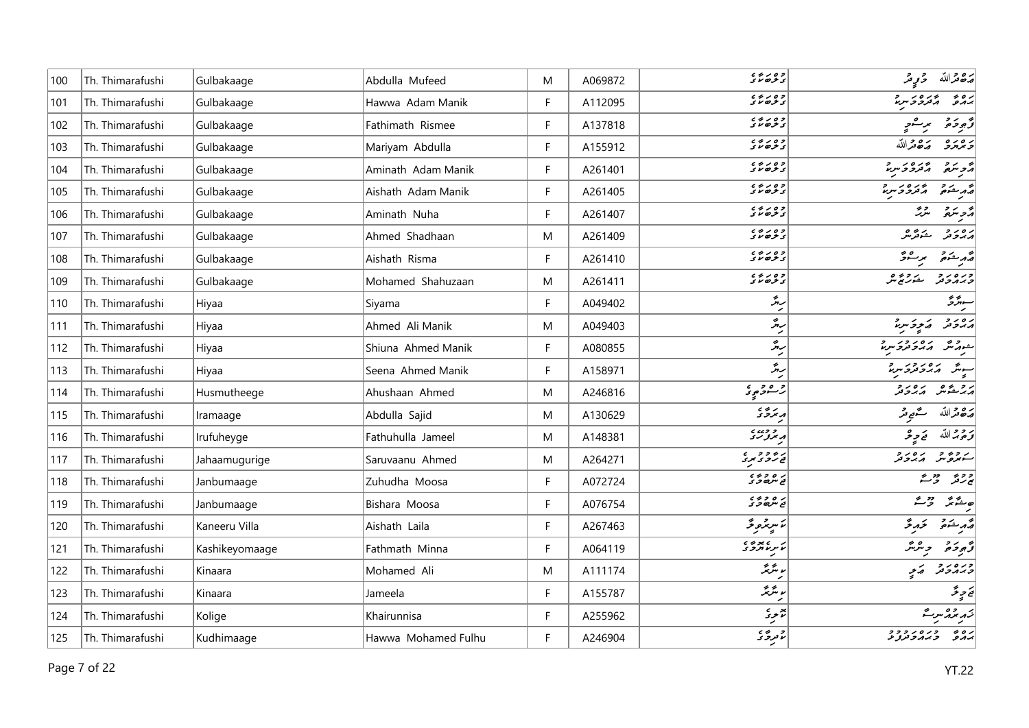| 100 | Th. Thimarafushi | Gulbakaage | Abdulla Mufeed | M | A069872 | ގުލްބަކާގެ | އަބްދުﷲ މުފީދު |
|---|---|---|---|---|---|---|---|
| 101 | Th. Thimarafushi | Gulbakaage | Hawwa Adam Manik | F | A112095 | ގުލްބަކާގެ | ހައްވާ އާދަމްމަނިކު |
| 102 | Th. Thimarafushi | Gulbakaage | Fathimath Rismee | F | A137818 | ގުލްބަކާގެ | ފާތިމަތު ރިސްމީ |
| 103 | Th. Thimarafushi | Gulbakaage | Mariyam Abdulla | F | A155912 | ގުލްބަކާގެ | މަރިޔަމް އަބްދުﷲ |
| 104 | Th. Thimarafushi | Gulbakaage | Aminath Adam Manik | F | A261401 | ގުލްބަކާގެ | އާމިނަތު އާދަމްމަނިކު |
| 105 | Th. Thimarafushi | Gulbakaage | Aishath Adam Manik | F | A261405 | ގުލްބަކާގެ | އާއިޝަތު އާދަމްމަނިކު |
| 106 | Th. Thimarafushi | Gulbakaage | Aminath Nuha | F | A261407 | ގުލްބަކާގެ | އާމިނަތު ނުހާ |
| 107 | Th. Thimarafushi | Gulbakaage | Ahmed Shadhaan | M | A261409 | ގުލްބަކާގެ | އަހްމަދު ޝަދާން |
| 108 | Th. Thimarafushi | Gulbakaage | Aishath Risma | F | A261410 | ގުލްބަކާގެ | އާއިޝަތު ރިސްމާ |
| 109 | Th. Thimarafushi | Gulbakaage | Mohamed Shahuzaan | M | A261411 | ގުލްބަކާގެ | މުހައްމަދު ޝަހުޒާން |
| 110 | Th. Thimarafushi | Hiyaa | Siyama | F | A049402 | ހިޔާ | ސިޔާމާ |
| 111 | Th. Thimarafushi | Hiyaa | Ahmed Ali Manik | M | A049403 | ހިޔާ | އަހްމަދު އަލިމަނިކު |
| 112 | Th. Thimarafushi | Hiyaa | Shiuna Ahmed Manik | F | A080855 | ހިޔާ | ޝިއުނާ އަހްމަދުމަނިކު |
| 113 | Th. Thimarafushi | Hiyaa | Seena Ahmed Manik | F | A158971 | ހިޔާ | ސީނާ އަހްމަދުމަނިކު |
| 114 | Th. Thimarafushi | Husmutheege | Ahushaan Ahmed | M | A246816 | ހުސްމުތީގެ | އަހުޝާން އަހްމަދު |
| 115 | Th. Thimarafushi | Iramaage | Abdulla Sajid | M | A130629 | އިރަމާގެ | އަބްދުﷲ ސާޖިދު |
| 116 | Th. Thimarafushi | Irufuheyge | Fathuhulla Jameel | M | A148381 | އިރުފުހޭގެ | ފަތުހުﷲ ޖަމީލް |
| 117 | Th. Thimarafushi | Jahaamugurige | Saruvaanu Ahmed | M | A264271 | ޖަހާމުގުރިގެ | ސަރުވާނު އަހްމަދު |
| 118 | Th. Thimarafushi | Janbumaage | Zuhudha Moosa | F | A072724 | ޖަންބުމާގެ | ޒުހުދާ މޫސާ |
| 119 | Th. Thimarafushi | Janbumaage | Bishara Moosa | F | A076754 | ޖަންބުމާގެ | ބިޝާރާ މޫސާ |
| 120 | Th. Thimarafushi | Kaneeru Villa | Aishath Laila | F | A267463 | ކަނީރުވިލާ | އާއިޝަތު ލައިލާ |
| 121 | Th. Thimarafushi | Kashikeyomaage | Fathmath Minna | F | A064119 | ކަށިކޭޔޮމާގެ | ފާތިމަތު މިންނާ |
| 122 | Th. Thimarafushi | Kinaara | Mohamed Ali | M | A111174 | ކިނާރާ | މުހައްމަދު އަލި |
| 123 | Th. Thimarafushi | Kinaara | Jameela | F | A155787 | ކިނާރާ | ޖަމީލާ |
| 124 | Th. Thimarafushi | Kolige | Khairunnisa | F | A255962 | ކޮލިގެ | ޚައިރުންނިސާ |
| 125 | Th. Thimarafushi | Kudhimaage | Hawwa Mohamed Fulhu | F | A246904 | ކުދިމާގެ | ހައްވާ މުހައްމަދުފުޅު |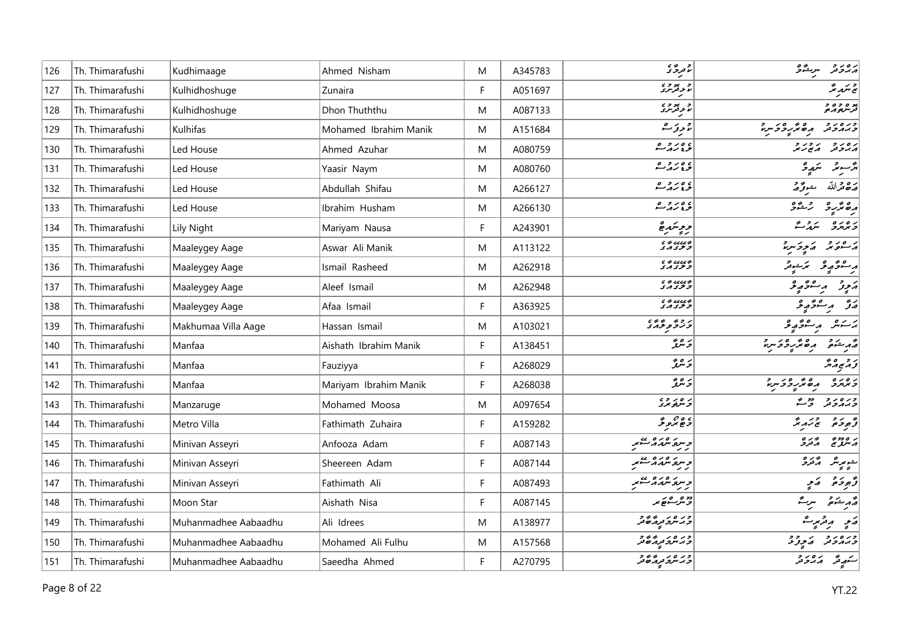| 126 | Th. Thimarafushi | Kudhimaage | Ahmed Nisham | M | A345783 | ކުދިމާގެ | އަހުމަދު ނިޝާމް |
|---|---|---|---|---|---|---|---|
| 127 | Th. Thimarafushi | Kulhidhoshuge | Zunaira | F | A051697 | ކުޅިދޮށުގެ | ޒުނައިރާ |
| 128 | Th. Thimarafushi | Kulhidhoshuge | Dhon Thuththu | M | A087133 | ކުޅިދޮށުގެ | ދޮންތުއްތު |
| 129 | Th. Thimarafushi | Kulhifas | Mohamed Ibrahim Manik | M | A151684 | ކުޅިފަސް | މުހައްމަދު އިބްރާހިމްމަނިކު |
| 130 | Th. Thimarafushi | Led House | Ahmed Azuhar | M | A080759 | ލެޑްހައުސް | އަހުމަދު އަޒުހަރު |
| 131 | Th. Thimarafushi | Led House | Yaasir Naym | M | A080760 | ލެޑްހައުސް | ޔާސިރު ނައީމް |
| 132 | Th. Thimarafushi | Led House | Abdullah Shifau | M | A266127 | ލެޑްހައުސް | އަބްދުﷲ ޝިފާއު |
| 133 | Th. Thimarafushi | Led House | Ibrahim Husham | M | A266130 | ލެޑްހައުސް | އިބްރާހިމް ހުޝާމް |
| 134 | Th. Thimarafushi | Lily Night | Mariyam Nausa | F | A243901 | ލިލީނައިޓް | މަރިޔަމް ނައުސާ |
| 135 | Th. Thimarafushi | Maaleygey Aage | Aswar Ali Manik | M | A113122 | މާލޭގޭއާގެ | އަސްވަރު އަލިމަނިކު |
| 136 | Th. Thimarafushi | Maaleygey Aage | Ismail Rasheed | M | A262918 | މާލޭގޭއާގެ | އިސްމާޢީލް ރަޝީދު |
| 137 | Th. Thimarafushi | Maaleygey Aage | Aleef Ismail | M | A262948 | މާލޭގޭއާގެ | އަލީފް އިސްމާޢީލް |
| 138 | Th. Thimarafushi | Maaleygey Aage | Afaa Ismail | F | A363925 | މާލޭގޭއާގެ | އަފާ އިސްމާޢީލް |
| 139 | Th. Thimarafushi | Makhumaa Villa Aage | Hassan Ismail | M | A103021 | މަޚުމާވިލާއާގެ | ހަސަން އިސްމާޢީލް |
| 140 | Th. Thimarafushi | Manfaa | Aishath Ibrahim Manik | F | A138451 | މަންފާ | އާއިޝަތު އިބްރާހިމްމަނިކު |
| 141 | Th. Thimarafushi | Manfaa | Fauziyya | F | A268029 | މަންފާ | ފައުޒިއްޔާ |
| 142 | Th. Thimarafushi | Manfaa | Mariyam Ibrahim Manik | F | A268038 | މަންފާ | މަރިޔަމް އިބްރާހިމްމަނިކު |
| 143 | Th. Thimarafushi | Manzaruge | Mohamed Moosa | M | A097654 | މަންޒަރުގެ | މުހައްމަދު މޫސާ |
| 144 | Th. Thimarafushi | Metro Villa | Fathimath Zuhaira | F | A159282 | މެޓްރޯވިލާ | ފާތިމަތު ޒުހައިރާ |
| 145 | Th. Thimarafushi | Minivan Asseyri | Anfooza Adam | F | A087143 | މިނިވަންއައްސޭރި | އަންފޫޒާ އާދަމް |
| 146 | Th. Thimarafushi | Minivan Asseyri | Sheereen Adam | F | A087144 | މިނިވަންއައްސޭރި | ޝީރީން އާދަމް |
| 147 | Th. Thimarafushi | Minivan Asseyri | Fathimath Ali | F | A087493 | މިނިވަންއައްސޭރި | ފާތިމަތު އަލި |
| 148 | Th. Thimarafushi | Moon Star | Aishath Nisa | F | A087145 | މޫންސްޓަރ | އާއިޝަތު ނިސާ |
| 149 | Th. Thimarafushi | Muhanmadhee Aabaadhu | Ali Idrees | M | A138977 | މުހަންމަދީއާބާދު | އަލި އިދުރީސް |
| 150 | Th. Thimarafushi | Muhanmadhee Aabaadhu | Mohamed Ali Fulhu | M | A157568 | މުހަންމަދީއާބާދު | މުހައްމަދު އަލިފުޅު |
| 151 | Th. Thimarafushi | Muhanmadhee Aabaadhu | Saeedha Ahmed | F | A270795 | މުހަންމަދީއާބާދު | ސަޢީދާ އަހުމަދު |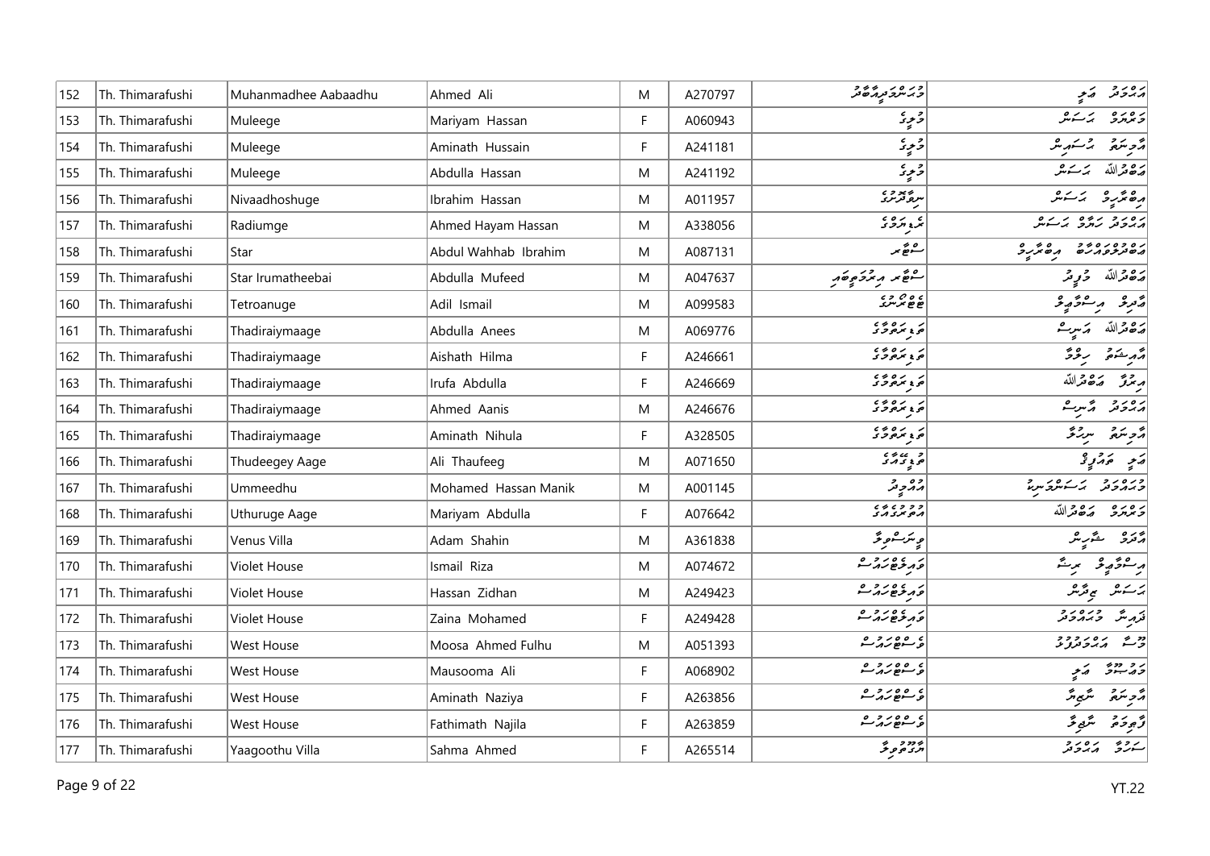| 152 | Th. Thimarafushi | Muhanmadhee Aabaadhu | Ahmed Ali | M | A270797 | ދުހަންމަދީއާބާދު | އަހުމަދު އަލި |
|---|---|---|---|---|---|---|---|
| 153 | Th. Thimarafushi | Muleege | Mariyam Hassan | F | A060943 | މުލީގެ | މަރިޔަމް ހަސަން |
| 154 | Th. Thimarafushi | Muleege | Aminath Hussain | F | A241181 | މުލީގެ | އާމިނަތު ހުސައިން |
| 155 | Th. Thimarafushi | Muleege | Abdulla Hassan | M | A241192 | މުލީގެ | އަބްދުﷲ ހަސަން |
| 156 | Th. Thimarafushi | Nivaadhoshuge | Ibrahim Hassan | M | A011957 | ނިވާދޮށުގެ | އިބްރާހިމް ހަސަން |
| 157 | Th. Thimarafushi | Radiumge | Ahmed Hayam Hassan | M | A338056 | ރޭޑިއަމްގެ | އަހުމަދުހަޔާމް ހަސަން |
| 158 | Th. Thimarafushi | Star | Abdul Wahhab Ibrahim | M | A087131 | ސްޓާރ | އަބްދުލްވައްހާބް އިބްރާހިމް |
| 159 | Th. Thimarafushi | Star Irumatheebai | Abdulla Mufeed | M | A047637 | ސްޓާރ އިރުމަތީބައި | އަބްދުﷲ މުފީދު |
| 160 | Th. Thimarafushi | Tetroanuge | Adil Ismail | M | A099583 | ޓެޓްރޯނުގެ | އާދިލް އިސްމާއީލް |
| 161 | Th. Thimarafushi | Thadiraiymaage | Abdulla Anees | M | A069776 | ތަދިރައިމާގެ | އަބްދުﷲ އަނީސް |
| 162 | Th. Thimarafushi | Thadiraiymaage | Aishath Hilma | F | A246661 | ތަދިރައިމާގެ | އައިށަތު ހިލްމާ |
| 163 | Th. Thimarafushi | Thadiraiymaage | Irufa Abdulla | F | A246669 | ތަދިރައިމާގެ | އިރުފާ އަބްދުﷲ |
| 164 | Th. Thimarafushi | Thadiraiymaage | Ahmed Aanis | M | A246676 | ތަދިރައިމާގެ | އަހުމަދު އާނިސް |
| 165 | Th. Thimarafushi | Thadiraiymaage | Aminath Nihula | F | A328505 | ތަދިރައިމާގެ | އާމިނަތު ނިހުލާ |
| 166 | Th. Thimarafushi | Thudeegey Aage | Ali Thaufeeg | M | A071650 | ތުދީގޭއާގެ | އަލި ތައުފީގު |
| 167 | Th. Thimarafushi | Ummeedhu | Mohamed Hassan Manik | M | A001145 | އުއްމީދު | މުހައްމަދު ހަސަންމަނިކު |
| 168 | Th. Thimarafushi | Uthuruge Aage | Mariyam Abdulla | F | A076642 | އުތުރުގެއާގެ | މަރިޔަމް އަބްދުﷲ |
| 169 | Th. Thimarafushi | Venus Villa | Adam Shahin | M | A361838 | ވީނަސްވިލާ | އާދަމް ޝާހިން |
| 170 | Th. Thimarafushi | Violet House | Ismail Riza | M | A074672 | ވައިލެޓްހައުސް | އިސްމާއީލް ރިޟާ |
| 171 | Th. Thimarafushi | Violet House | Hassan Zidhan | M | A249423 | ވައިލެޓްހައުސް | ހަސަން ޒިދާން |
| 172 | Th. Thimarafushi | Violet House | Zaina Mohamed | F | A249428 | ވައިލެޓްހައުސް | ޒައިނާ މުހައްމަދު |
| 173 | Th. Thimarafushi | West House | Moosa Ahmed Fulhu | M | A051393 | ވެސްޓްހައުސް | މޫސާ އަހުމަދުފުޅު |
| 174 | Th. Thimarafushi | West House | Mausooma Ali | F | A068902 | ވެސްޓްހައުސް | މައުސޫމާ އަލި |
| 175 | Th. Thimarafushi | West House | Aminath Naziya | F | A263856 | ވެސްޓްހައުސް | އާމިނަތު ނާޒިޔާ |
| 176 | Th. Thimarafushi | West House | Fathimath Najila | F | A263859 | ވެސްޓްހައުސް | ފާތިމަތު ނާޖިލާ |
| 177 | Th. Thimarafushi | Yaagoothu Villa | Sahma Ahmed | F | A265514 | ޔާގޫތުވިލާ | ސަހުމާ އަހުމަދު |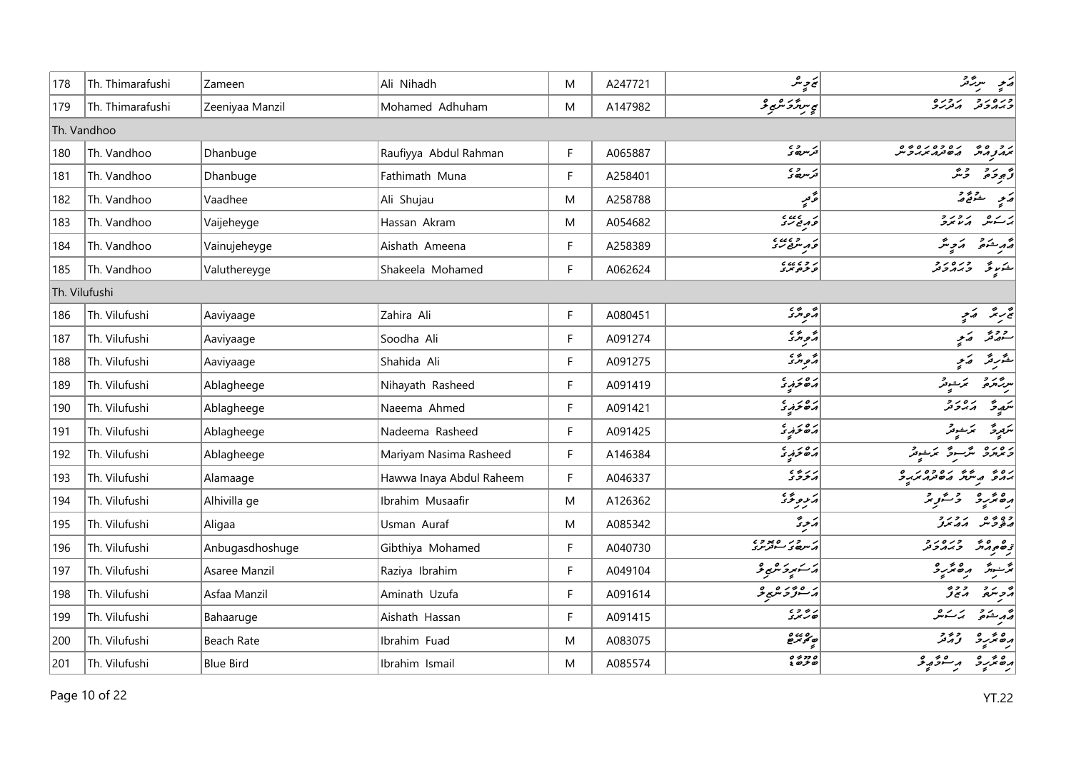| 178 | Th. Thimarafushi | Zameen | Ali Nihadh | M | A247721 | ޒަމީން | އަލީ ނިހާދު |
|---|---|---|---|---|---|---|---|
| 179 | Th. Thimarafushi | Zeeniyaa Manzil | Mohamed Adhuham | M | A147982 | ޒީނިޔާމަންޒިލް | މުހައްމަދު އަދުހަމް |
| Th. Vandhoo | | | | | | | |
| 180 | Th. Vandhoo | Dhanbuge | Raufiyya Abdul Rahman | F | A065887 | ދަނބުގެ | ރައުފިއްޔާ އަބްދުއްރަޙްމާން |
| 181 | Th. Vandhoo | Dhanbuge | Fathimath Muna | F | A258401 | ދަނބުގެ | ފާތިމަތު މުނާ |
| 182 | Th. Vandhoo | Vaadhee | Ali Shujau | M | A258788 | ވާދީ | އަލީ ޝުޖާއު |
| 183 | Th. Vandhoo | Vaijeheyge | Hassan Akram | M | A054682 | ވައިޖެހޭގެ | ހަސަން އަކްރަމް |
| 184 | Th. Vandhoo | Vainujeheyge | Aishath Ameena | F | A258389 | ވައިނުޖެހޭގެ | އައިޝަތު އަމީނާ |
| 185 | Th. Vandhoo | Valuthereyge | Shakeela Mohamed | F | A062624 | ވަލުތެރޭގެ | ޝަކީލާ މުހައްމަދު |
| Th. Vilufushi | | | | | | | |
| 186 | Th. Vilufushi | Aaviyaage | Zahira Ali | F | A080451 | އާވިޔާގެ | ޒާހިރާ އަލީ |
| 187 | Th. Vilufushi | Aaviyaage | Soodha Ali | F | A091274 | އާވިޔާގެ | ސޫދާ އަލީ |
| 188 | Th. Vilufushi | Aaviyaage | Shahida Ali | F | A091275 | އާވިޔާގެ | ޝާހިދާ އަލީ |
| 189 | Th. Vilufushi | Ablagheege | Nihayath Rasheed | F | A091419 | އަބްލަޣީގެ | ނިހާޔަތު ރަޝީދު |
| 190 | Th. Vilufushi | Ablagheege | Naeema Ahmed | F | A091421 | އަބްލަޣީގެ | ނައީމާ އަޙްމަދު |
| 191 | Th. Vilufushi | Ablagheege | Nadeema Rasheed | F | A091425 | އަބްލަޣީގެ | ނަދީމާ ރަޝީދު |
| 192 | Th. Vilufushi | Ablagheege | Mariyam Nasima Rasheed | F | A146384 | އަބްލަޣީގެ | މަރިޔަމް ނާސިމާ ރަޝީދު |
| 193 | Th. Vilufushi | Alamaage | Hawwa Inaya Abdul Raheem | F | A046337 | އަލަމާގެ | ހައްވާ އިނާޔާ އަބްދުއްރަޙީމް |
| 194 | Th. Vilufushi | Alhivilla ge | Ibrahim Musaafir | M | A126362 | އަލިވިލާގެ | އިބްރާހީމް މުސާފިރު |
| 195 | Th. Vilufushi | Aligaa | Usman Auraf | M | A085342 | އަލިގާ | އުސްމާން އައުރަފް |
| 196 | Th. Vilufushi | Anbugasdhoshuge | Gibthiya Mohamed | F | A040730 | އަނބުގަސްދޮށުގެ | ގިބްތިޔާ މުހައްމަދު |
| 197 | Th. Vilufushi | Asaree Manzil | Raziya Ibrahim | F | A049104 | އަސަރީމަންޒިލް | ރާޒިޔާ އިބްރާހީމް |
| 198 | Th. Vilufushi | Asfaa Manzil | Aminath Uzufa | F | A091614 | އަސްފާމަންޒިލް | އާމިނަތު އުޒުފާ |
| 199 | Th. Vilufushi | Bahaaruge | Aishath Hassan | F | A091415 | ބަހާރުގެ | އައިޝަތު ހަސަން |
| 200 | Th. Vilufushi | Beach Rate | Ibrahim Fuad | M | A083075 | ބީޗްރޭޓް | އިބްރާހީމް ފުއާދު |
| 201 | Th. Vilufushi | Blue Bird | Ibrahim Ismail | M | A085574 | ބްލޫބާޑް | އިބްރާހީމް އިސްމާޢީލް |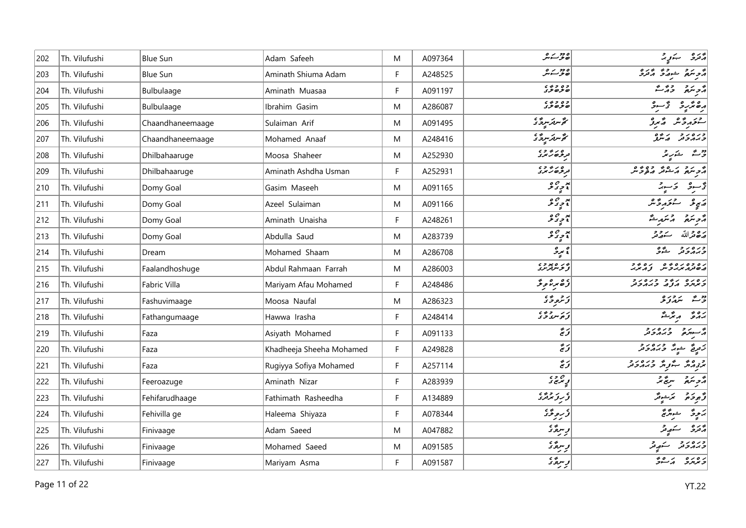| 202 | Th. Vilufushi | Blue Sun | Adam Safeeh | M | A097364 | ބުލޫސަން | އާދަމް ސަފީހު |
|---|---|---|---|---|---|---|---|
| 203 | Th. Vilufushi | Blue Sun | Aminath Shiuma Adam | F | A248525 | ބުލޫސަން | އާމިނަތު ޝިއުމާ އާދަމް |
| 204 | Th. Vilufushi | Bulbulaage | Aminath Muasaa | F | A091197 | ބުލްބުލާގެ | އާމިނަތު މުއާސާ |
| 205 | Th. Vilufushi | Bulbulaage | Ibrahim Gasim | M | A286087 | ބުލްބުލާގެ | އިބްރާހިމް ގާސިމް |
| 206 | Th. Vilufushi | Chaandhaneemaage | Sulaiman Arif | M | A091495 | ޗާނދަނީމާގެ | ސުލައިމާން އާރިފް |
| 207 | Th. Vilufushi | Chaandhaneemaage | Mohamed Anaaf | M | A248416 | ޗާނދަނީމާގެ | މުހައްމަދު އަނާފް |
| 208 | Th. Vilufushi | Dhilbahaaruge | Moosa Shaheer | M | A252930 | ދިލްބަހާރުގެ | މޫސާ ޝަހީރު |
| 209 | Th. Vilufushi | Dhilbahaaruge | Aminath Ashdha Usman | F | A252931 | ދިލްބަހާރުގެ | އާމިނަތު އަޝްދާ އުސްމާން |
| 210 | Th. Vilufushi | Domy Goal | Gasim Maseeh | M | A091165 | ޑޮމީގޯލް | ގާސިމް މަސީހު |
| 211 | Th. Vilufushi | Domy Goal | Azeel Sulaiman | M | A091166 | ޑޮމީގޯލް | އަޒީލް ސުލައިމާން |
| 212 | Th. Vilufushi | Domy Goal | Aminath Unaisha | F | A248261 | ޑޮމީގޯލް | އާމިނަތު އުނައިޝާ |
| 213 | Th. Vilufushi | Domy Goal | Abdulla Saud | M | A283739 | ޑޮމީގޯލް | އަބްދުﷲ ސައުދު |
| 214 | Th. Vilufushi | Dream | Mohamed Shaam | M | A286708 | ޑްރީމް | މުހައްމަދު ޝާމް |
| 215 | Th. Vilufushi | Faalandhoshuge | Abdul Rahmaan Farrah | M | A286003 | ފާލަންދޮށުގެ | އަބްދުއްރަޙްމާން ފައްރާހް |
| 216 | Th. Vilufushi | Fabric Villa | Mariyam Afau Mohamed | F | A248486 | ފެބްރިކްވިލާ | މަރިޔަމް އަފާއު މުހައްމަދު |
| 217 | Th. Vilufushi | Fashuvimaage | Moosa Naufal | M | A286323 | ފަޝުވިމާގެ | މޫސާ ނައުފަލް |
| 218 | Th. Vilufushi | Fathangumaage | Hawwa Irasha | F | A248414 | ފަތަންގުމާގެ | ހައްވާ އިރާޝާ |
| 219 | Th. Vilufushi | Faza | Asiyath Mohamed | F | A091133 | ފަޒާ | އާސިޔަތު މުހައްމަދު |
| 220 | Th. Vilufushi | Faza | Khadheeja Sheeha Mohamed | F | A249828 | ފަޒާ | ޚަދީޖާ ޝީހާ މުހައްމަދު |
| 221 | Th. Vilufushi | Faza | Rugiyya Sofiya Mohamed | F | A257114 | ފަޒާ | ރުޤިއްޔާ ސޯފިޔާ މުހައްމަދު |
| 222 | Th. Vilufushi | Feeroazuge | Aminath Nizar | F | A283939 | ފީރޯޒުގެ | އާމިނަތު ނިޒާރު |
| 223 | Th. Vilufushi | Fehifarudhaage | Fathimath Rasheedha | F | A134889 | ފެހިފަރުދާގެ | ފާތިމަތު ރަޝީދާ |
| 224 | Th. Vilufushi | Fehivilla ge | Haleema Shiyaza | F | A078344 | ފެހިވިލާގެ | ހަލީމާ ޝިޔާޒާ |
| 225 | Th. Vilufushi | Finivaage | Adam Saeed | M | A047882 | ފިނިވާގެ | އާދަމް ސައީދު |
| 226 | Th. Vilufushi | Finivaage | Mohamed Saeed | M | A091585 | ފިނިވާގެ | މުހައްމަދު ސައީދު |
| 227 | Th. Vilufushi | Finivaage | Mariyam Asma | F | A091587 | ފިނިވާގެ | މަރިޔަމް އަސްމާ |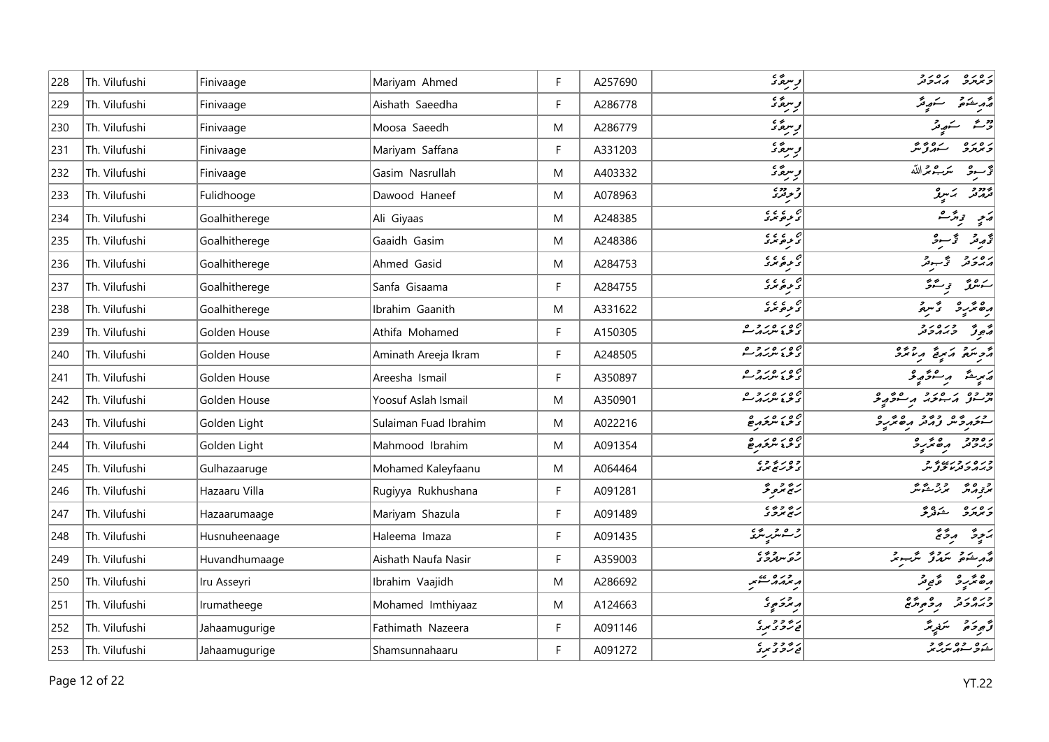| 228 | Th. Vilufushi | Finivaage | Mariyam Ahmed | F | A257690 | وِسِرِءَّ دَ | دَ هُ بَرُ دَ   دَ دُ دَ دَ |
|---|---|---|---|---|---|---|---|
| 229 | Th. Vilufushi | Finivaage | Aishath Saeedha | F | A286778 | وِسِرِءَّ دَ | مَ مِ شَ مُ   سَ مِ دَ |
| 230 | Th. Vilufushi | Finivaage | Moosa Saeedh | M | A286779 | وِسِرِءَّ دَ | دُ شَ   سَ مِ دُ |
| 231 | Th. Vilufushi | Finivaage | Mariyam Saffana | F | A331203 | وِسِرِءَّ دَ | دَ هُ بَرُ دَ   سَ دُ وُ شَ |
| 232 | Th. Vilufushi | Finivaage | Gasim Nasrullah | M | A403332 | وِسِرِءَّ دَ | دَّ سِ دُ   سَرَ سُ دُ اللہ |
| 233 | Th. Vilufushi | Fulidhooge | Dawood Haneef | M | A078963 | وُ وِ دُ دَ | دَّ دُ دُ   دَ سِ دُ |
| 234 | Th. Vilufushi | Goalhitherege | Ali Giyaas | M | A248385 | دَ وِ دَ دَ دَ | دَ دِ   دِ دَّ دُ |
| 235 | Th. Vilufushi | Goalhitherege | Gaaidh Gasim | M | A248386 | دَ وِ دَ دَ دَ | دَّ دِ دُ   دَّ سِ دُ |
| 236 | Th. Vilufushi | Goalhitherege | Ahmed Gasid | M | A284753 | دَ وِ دَ دَ دَ | دَ دُ دَ دُ   دَّ سِ دُ |
| 237 | Th. Vilufushi | Goalhitherege | Sanfa Gisaama | F | A284755 | دَ وِ دَ دَ دَ | سَ دُ دَّ   دِ سَّ دَّ |
| 238 | Th. Vilufushi | Goalhitherege | Ibrahim Gaanith | M | A331622 | دَ وِ دَ دَ دَ | دِ دُ دَّ دِ دُ   دَّ سِ دُ |
| 239 | Th. Vilufushi | Golden House | Athifa Mohamed | F | A150305 | دَ دُ دَ دُ دَ دُ سُ | دَّ دِ دَّ   دُ دَ دُ دَ دُ |
| 240 | Th. Vilufushi | Golden House | Aminath Areeja Ikram | F | A248505 | دَ دُ دَ دُ دَ دُ سُ | دَّ دِ سَ دُ   دَ دِ دَّ   دِ دُ دَّ دُ |
| 241 | Th. Vilufushi | Golden House | Areesha Ismail | F | A350897 | دَ دُ دَ دُ دَ دُ سُ | دَ دِ شَّ   دِ سُ دَّ دِ دُ |
| 242 | Th. Vilufushi | Golden House | Yoosuf Aslah Ismail | M | A350901 | دَ دُ دَ دُ دَ دُ سُ | دُ سُ دُ   دَ سُ دَ دُ   دِ سُ دَّ دِ دُ |
| 243 | Th. Vilufushi | Golden Light | Sulaiman Fuad Ibrahim | M | A022216 | دَ دُ دَ دُ دَ دِ دُ | سُ دَ دِ دَّ دُ   دُ دَّ دُ   دِ دُ دَّ دِ دُ |
| 244 | Th. Vilufushi | Golden Light | Mahmood Ibrahim | M | A091354 | دَ دُ دَ دُ دَ دِ دُ | دَ دُ دُ دُ   دِ دُ دَّ دِ دُ |
| 245 | Th. Vilufushi | Gulhazaaruge | Mohamed Kaleyfaanu | M | A064464 | دُ دُ دَ دَّ دُ دَ | دُ دَ دُ دَ دُ دَ دَ دُ دَّ دُ |
| 246 | Th. Vilufushi | Hazaaru Villa | Rugiyya Rukhushana | F | A091281 | دَ دَّ دُ دِ دَّ | دُ دِ دُ دَّ   دُ دُ شَّ سَ |
| 247 | Th. Vilufushi | Hazaarumaage | Mariyam Shazula | F | A091489 | دَ دَّ دُ دَّ دَ | دَ هُ بَرُ دَ   شَ دُ دَّ |
| 248 | Th. Vilufushi | Husnuheenaage | Haleema Imaza | F | A091435 | دُ سُ سُ دِ سَّ دَ | دَ دِ دَّ   دِ دَّ دَّ |
| 249 | Th. Vilufushi | Huvandhumaage | Aishath Naufa Nasir | F | A359003 | دُ دَ سُ دُ دَّ دَ | دَّ دِ شَ دُ   سَ دُ دَّ   سَّ سِ دُ |
| 250 | Th. Vilufushi | Iru Asseyri | Ibrahim Vaajidh | M | A286692 | دِ دُ دَ سُ سَ دِ | دِ دُ دَّ دِ دُ   دَّ دِ دُ |
| 251 | Th. Vilufushi | Irumatheege | Mohamed Imthiyaaz | M | A124663 | دِ دُ دَ دِ دَ | دُ دَ دُ دَ دُ   دِ دُ دِ دَّ دُ |
| 252 | Th. Vilufushi | Jahaamugurige | Fathimath Nazeera | F | A091146 | دَ دَّ دُ دُ دِ دَ | دَّ دِ دَ دُ   سَ دِ دَّ |
| 253 | Th. Vilufushi | Jahaamugurige | Shamsunnahaaru | F | A091272 | دَ دَّ دُ دُ دِ دَ | شَ دُ سُ سُ سَ دَّ دُ |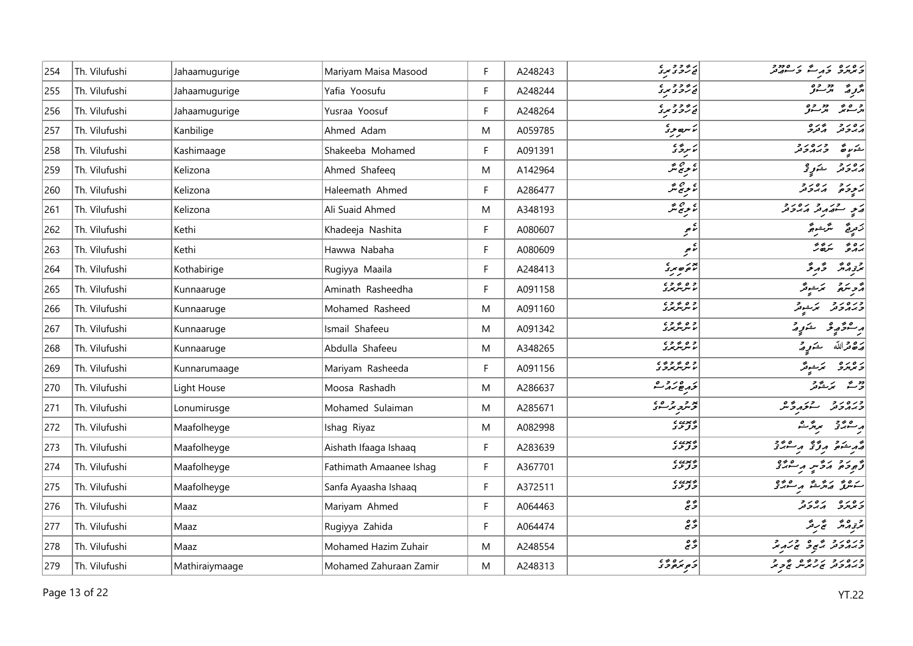| 254 | Th. Vilufushi | Jahaamugurige | Mariyam Maisa Masood | F | A248243 | ޖަހާމުގުރިގެ | މަރިޔަމް މައިސާ މަސްޢޫދު |
|---|---|---|---|---|---|---|---|
| 255 | Th. Vilufushi | Jahaamugurige | Yafia Yoosufu | F | A248244 | ޖަހާމުގުރިގެ | ޔާފިޢާ ޔޫސުފު |
| 256 | Th. Vilufushi | Jahaamugurige | Yusraa Yoosuf | F | A248264 | ޖަހާމުގުރިގެ | ޔުސްރާ ޔޫސުފު |
| 257 | Th. Vilufushi | Kanbilige | Ahmed Adam | M | A059785 | ކަނބިލިގެ | އަހުމަދު އާދަމް |
| 258 | Th. Vilufushi | Kashimaage | Shakeeba Mohamed | F | A091391 | ކަށިމާގެ | ޝަކީބާ މުހައްމަދު |
| 259 | Th. Vilufushi | Kelizona | Ahmed Shafeeq | M | A142964 | ކެލިޒޯނާ | އަހުމަދު ޝަފީޤު |
| 260 | Th. Vilufushi | Kelizona | Haleemath Ahmed | F | A286477 | ކެލިޒޯނާ | ހަލީމަތު އަހުމަދު |
| 261 | Th. Vilufushi | Kelizona | Ali Suaid Ahmed | M | A348193 | ކެލިޒޯނާ | އަލި ސުޢައިދު އަހުމަދު |
| 262 | Th. Vilufushi | Kethi | Khadeeja Nashita | F | A080607 | ކެތި | ޚަދީޖާ ނާޝިތާ |
| 263 | Th. Vilufushi | Kethi | Hawwa Nabaha | F | A080609 | ކެތި | ހައްވާ ނަބާހާ |
| 264 | Th. Vilufushi | Kothabirige | Rugiyya Maaila | F | A248413 | ކޮތަބިރިގެ | ރުގިއްޔާ މާއިލާ |
| 265 | Th. Vilufushi | Kunnaaruge | Aminath Rasheedha | F | A091158 | ކުންނާރުގެ | އާމިނަތު ރަޝީދާ |
| 266 | Th. Vilufushi | Kunnaaruge | Mohamed Rasheed | M | A091160 | ކުންނާރުގެ | މުހައްމަދު ރަޝީދު |
| 267 | Th. Vilufushi | Kunnaaruge | Ismail Shafeeu | M | A091342 | ކުންނާރުގެ | އިސްމާއީލު ޝަފީޢު |
| 268 | Th. Vilufushi | Kunnaaruge | Abdulla Shafeeu | M | A348265 | ކުންނާރުގެ | އަބްދުﷲ ޝަފީޢު |
| 269 | Th. Vilufushi | Kunnarumaage | Mariyam Rasheeda | F | A091156 | ކުންނަރުމާގެ | މަރިޔަމް ރަޝީދާ |
| 270 | Th. Vilufushi | Light House | Moosa Rashadh | M | A286637 | ލައިޓްހައުސް | މޫސާ ރަޝާދު |
| 271 | Th. Vilufushi | Lonumirusge | Mohamed Sulaiman | M | A285671 | ލޮނުމިރުސްގެ | މުހައްމަދު ސުލައިމާން |
| 272 | Th. Vilufushi | Maafolheyge | Ishag Riyaz | M | A082998 | މާފޮޅޭގެ | އިސްޙާޤު ރިޔާޒު |
| 273 | Th. Vilufushi | Maafolheyge | Aishath Ifaaga Ishaaq | F | A283639 | މާފޮޅޭގެ | އާއިޝަތު އިފާގާ އިސްޙާޤު |
| 274 | Th. Vilufushi | Maafolheyge | Fathimath Amaanee Ishag | F | A367701 | މާފޮޅޭގެ | ފާތިމަތު އަމާނީ އިސްޙާޤު |
| 275 | Th. Vilufushi | Maafolheyge | Sanfa Ayaasha Ishaaq | F | A372511 | މާފޮޅޭގެ | ސަންފާ އަޔާޝާ އިސްޙާޤު |
| 276 | Th. Vilufushi | Maaz | Mariyam Ahmed | F | A064463 | މާޒް | މަރިޔަމް އަހުމަދު |
| 277 | Th. Vilufushi | Maaz | Rugiyya Zahida | F | A064474 | މާޒް | ރުގިއްޔާ ޒާހިދާ |
| 278 | Th. Vilufushi | Maaz | Mohamed Hazim Zuhair | M | A248554 | މާޒް | މުހައްމަދު ހާޒިމް ޒުހައިރު |
| 279 | Th. Vilufushi | Mathiraiymaage | Mohamed Zahuraan Zamir | M | A248313 | މަތިރައްޔމާގެ | މުހައްމަދު ޒަހުރާން ޒާމިރު |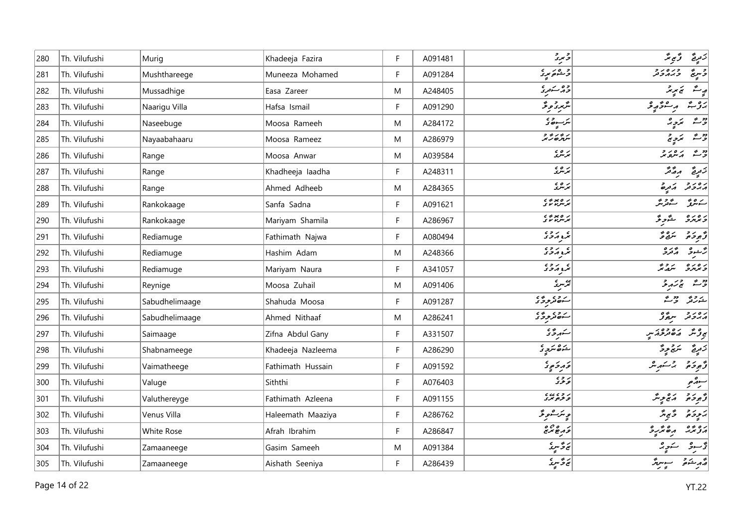| 280 | Th. Vilufushi | Murig | Khadeeja Fazira | F | A091481 | ޑުރިގ | ޚަދީޖާ ފާޒިރާ |
|---|---|---|---|---|---|---|---|
| 281 | Th. Vilufushi | Mushthareege | Muneeza Mohamed | F | A091284 | މުޝްތަރީގެ | މުނީޒާ މުޙައްމަދު |
| 282 | Th. Vilufushi | Mussadhige | Easa Zareer | M | A248405 | މުއްސަދިގެ | ޢީސާ ޒަރީރު |
| 283 | Th. Vilufushi | Naarigu Villa | Hafsa Ismail | F | A091290 | ނާރިގުވިލާ | ހަފްސާ އިސްމާޢީލް |
| 284 | Th. Vilufushi | Naseebuge | Moosa Rameeh | M | A284172 | ނަސީބުގެ | މޫސާ ރަމީޙް |
| 285 | Th. Vilufushi | Nayaabahaaru | Moosa Rameez | M | A286979 | ނަޔާބަހާރު | މޫސާ ރަމީޒް |
| 286 | Th. Vilufushi | Range | Moosa Anwar | M | A039584 | ރަންގެ | މޫސާ އަންވަރު |
| 287 | Th. Vilufushi | Range | Khadheeja Iaadha | F | A248311 | ރަންގެ | ޚަދީޖާ އިއާދާ |
| 288 | Th. Vilufushi | Range | Ahmed Adheeb | M | A284365 | ރަންގެ | އަޙްމަދު އަދީބު |
| 289 | Th. Vilufushi | Rankokaage | Sanfa Sadna | F | A091621 | ރަންކޮކާގެ | ސަންފާ ސާދުނާ |
| 290 | Th. Vilufushi | Rankokaage | Mariyam Shamila | F | A286967 | ރަންކޮކާގެ | މަރިޔަމް ޝާމިލާ |
| 291 | Th. Vilufushi | Rediamuge | Fathimath Najwa | F | A080494 | ރެޑިއަމުގެ | ފާތިމަތު ނަޖުވާ |
| 292 | Th. Vilufushi | Rediamuge | Hashim Adam | M | A248366 | ރެޑިއަމުގެ | ހާޝިމް އާދަމް |
| 293 | Th. Vilufushi | Rediamuge | Mariyam Naura | F | A341057 | ރެޑިއަމުގެ | މަރިޔަމް ނައުރާ |
| 294 | Th. Vilufushi | Reynige | Moosa Zuhail | M | A091406 | ރޭނިގެ | މޫސާ ޒުހައިލް |
| 295 | Th. Vilufushi | Sabudhelimaage | Shahuda Moosa | F | A091287 | ސަބުދެލިމާގެ | ޝަހުދާ މޫސާ |
| 296 | Th. Vilufushi | Sabudhelimaage | Ahmed Nithaaf | M | A286241 | ސަބުދެލިމާގެ | އަޙްމަދު ނިޔާފް |
| 297 | Th. Vilufushi | Saimaage | Zifna Abdul Gany | F | A331507 | ސައިމާގެ | ޒިފްނާ އަބްދުލްޣަނީ |
| 298 | Th. Vilufushi | Shabnameege | Khadeeja Nazleema | F | A286290 | ޝަބްނަމީގެ | ޚަދީޖާ ނަޒްލީމާ |
| 299 | Th. Vilufushi | Vaimatheege | Fathimath Hussain | F | A091592 | ވައިމަތީގެ | ފާތިމަތު ހުސައިން |
| 300 | Th. Vilufushi | Valuge | Siththi | F | A076403 | ވަލުގެ | ސިއްތި |
| 301 | Th. Vilufushi | Valuthereyge | Fathimath Azleena | F | A091155 | ވަލުތެރޭގެ | ފާތިމަތު އަޒްލީނާ |
| 302 | Th. Vilufushi | Venus Villa | Haleemath Maaziya | F | A286762 | ވީނަސްވިލާ | ހަލީމަތު މާޒިޔާ |
| 303 | Th. Vilufushi | White Rose | Afrah Ibrahim | F | A286847 | ވައިޓްރޯޒް | އަފްރާހް އިބްރާހީމް |
| 304 | Th. Vilufushi | Zamaaneege | Gasim Sameeh | M | A091384 | ޒަމާނީގެ | ޤާސިމް ސަމީޙް |
| 305 | Th. Vilufushi | Zamaaneege | Aishath Seeniya | F | A286439 | ޒަމާނީގެ | އައިޝަތު ސީނިޔާ |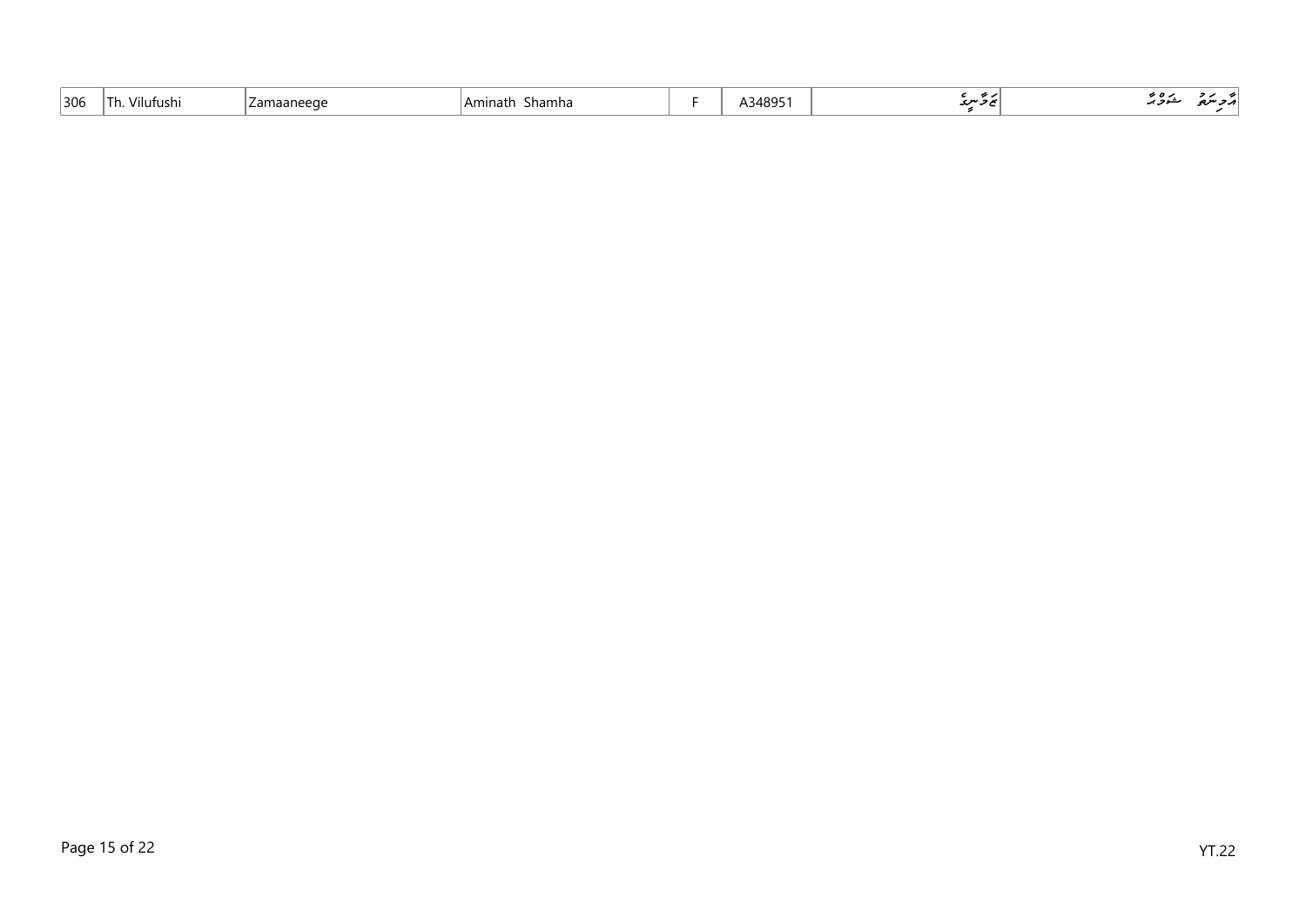| 306 | Th. Vilufushi | Zamaaneege | Aminath Shamha | F | A348951 | ޒަމާނީގެ | އާމިނަތު ޝަމްހާ |
|---|---|---|---|---|---|---|---|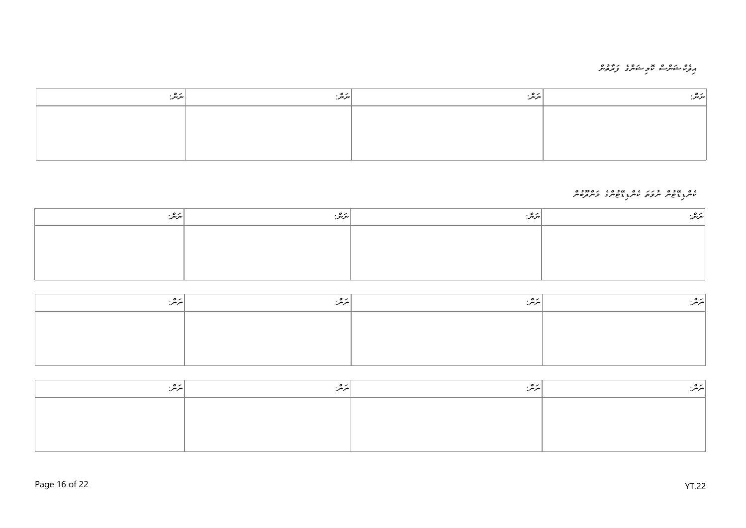# އިދާރާ ސަރަހައްދު ކޮމިޝަނުގެ ފާހަގަ

| ނަން: | ނަން: | ނަން: | ނަން: |
|---|---|---|---|
| | | | |

## ކަނޑައެޅޭ ގޮތުގެ ނަމޫނާ (ސ. ޝަރަކަތުގެ މެންބަރުން)

| ނަން: | ނަން: | ނަން: | ނަން: |
|---|---|---|---|
| | | | |

| ނަން: | ނަން: | ނަން: | ނަން: |
|---|---|---|---|
| | | | |

| ނަން: | ނަން: | ނަން: | ނަން: |
|---|---|---|---|
| | | | |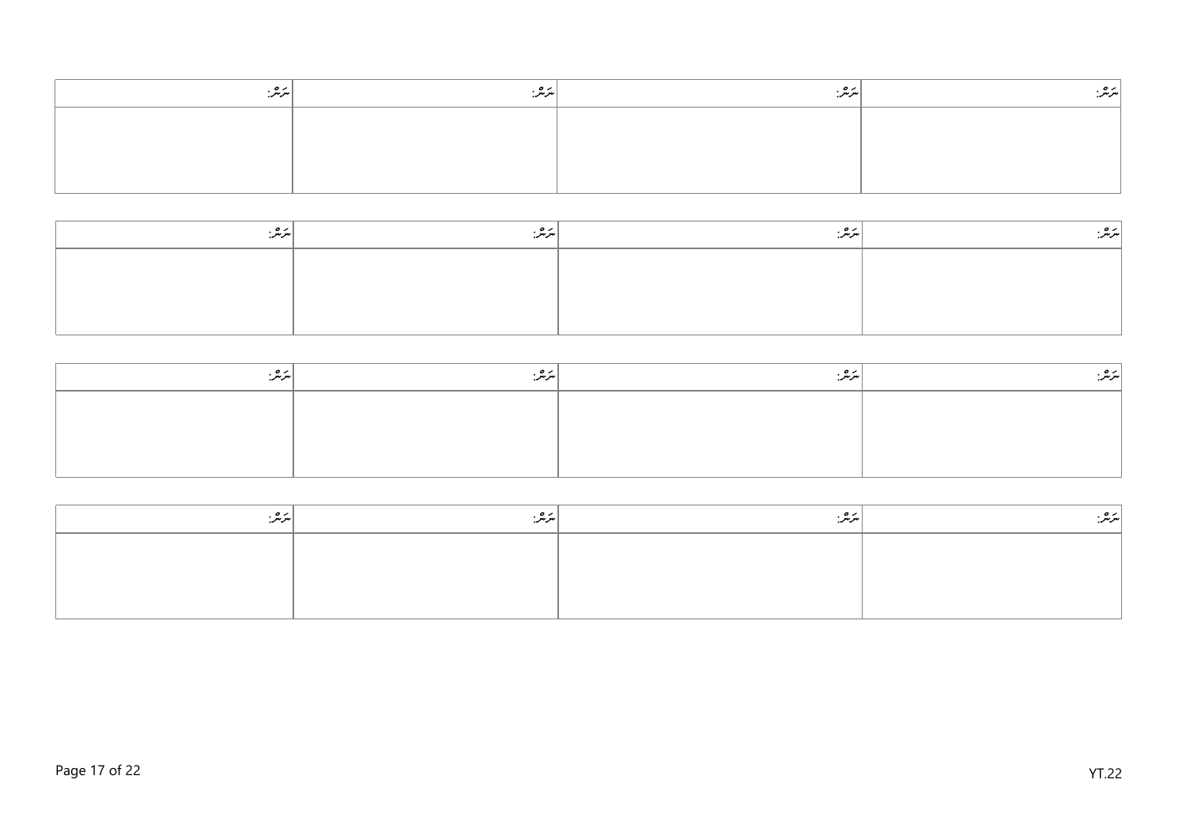| ނަރަށް: | ނަރަށް: | ނަރަށް: | ނަރަށް: |
| --- | --- | --- | --- |
| | | | |

| ނަރަށް: | ނަރަށް: | ނަރަށް: | ނަރަށް: |
| --- | --- | --- | --- |
| | | | |

| ނަރަށް: | ނަރަށް: | ނަރަށް: | ނަރަށް: |
| --- | --- | --- | --- |
| | | | |

| ނަރަށް: | ނަރަށް: | ނަރަށް: | ނަރަށް: |
| --- | --- | --- | --- |
| | | | |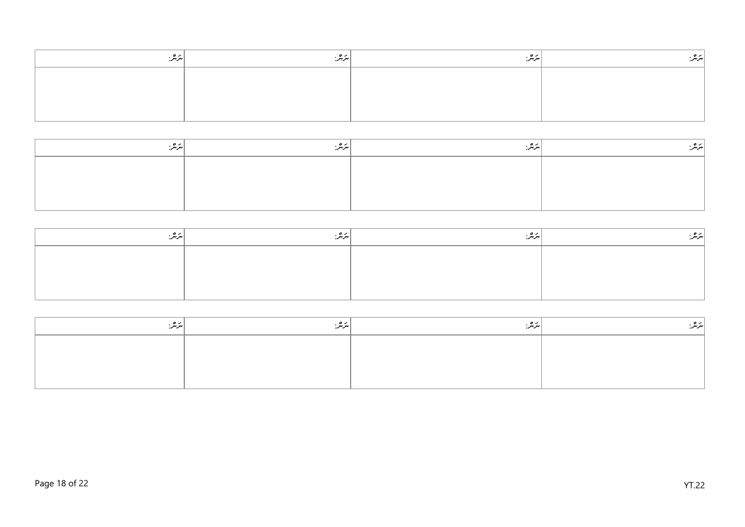| ނަރަ: | ނަރަ: | ނަރަ: | ނަރަ: |
| --- | --- | --- | --- |
| | | | |

| ނަރަ: | ނަރަ: | ނަރަ: | ނަރަ: |
| --- | --- | --- | --- |
| | | | |

| ނަރަ: | ނަރަ: | ނަރަ: | ނަރަ: |
| --- | --- | --- | --- |
| | | | |

| ނަރަ: | ނަރަ: | ނަރަ: | ނަރަ: |
| --- | --- | --- | --- |
| | | | |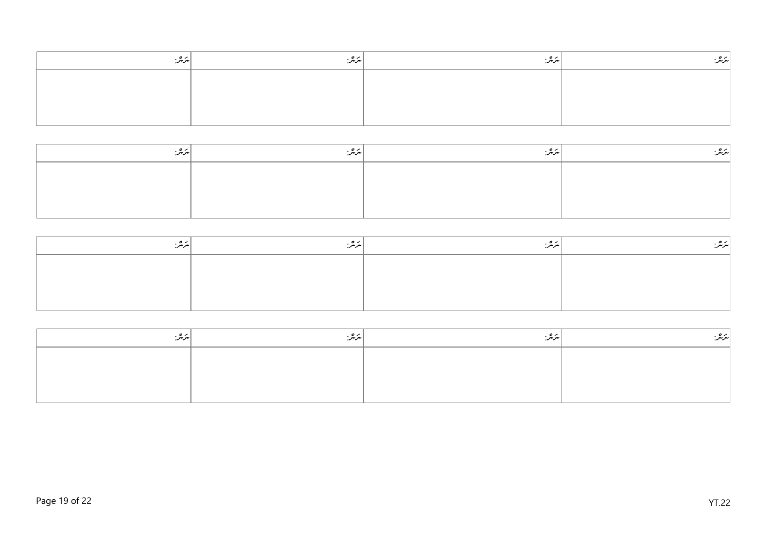| ނަރަދ: | ނަރަދ: | ނަރަދ: | ނަރަދ: |
| --- | --- | --- | --- |
| | | | |

| ނަރަދ: | ނަރަދ: | ނަރަދ: | ނަރަދ: |
| --- | --- | --- | --- |
| | | | |

| ނަރަދ: | ނަރަދ: | ނަރަދ: | ނަރަދ: |
| --- | --- | --- | --- |
| | | | |

| ނަރަދ: | ނަރަދ: | ނަރަދ: | ނަރަދ: |
| --- | --- | --- | --- |
| | | | |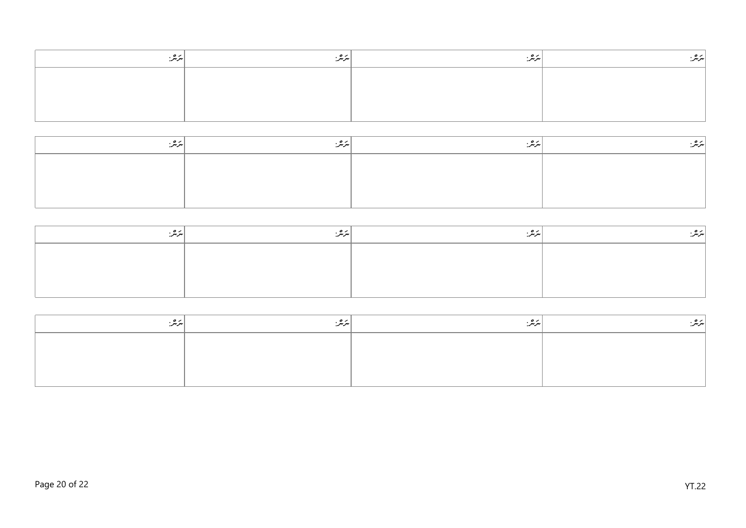| ނަރުދ: | ނަރުދ: | ނަރުދ: | ނަރުދ: |
| --- | --- | --- | --- |
| | | | |

| ނަރުދ: | ނަރުދ: | ނަރުދ: | ނަރުދ: |
| --- | --- | --- | --- |
| | | | |

| ނަރުދ: | ނަރުދ: | ނަރުދ: | ނަރުދ: |
| --- | --- | --- | --- |
| | | | |

| ނަރުދ: | ނަރުދ: | ނަރުދ: | ނަރުދ: |
| --- | --- | --- | --- |
| | | | |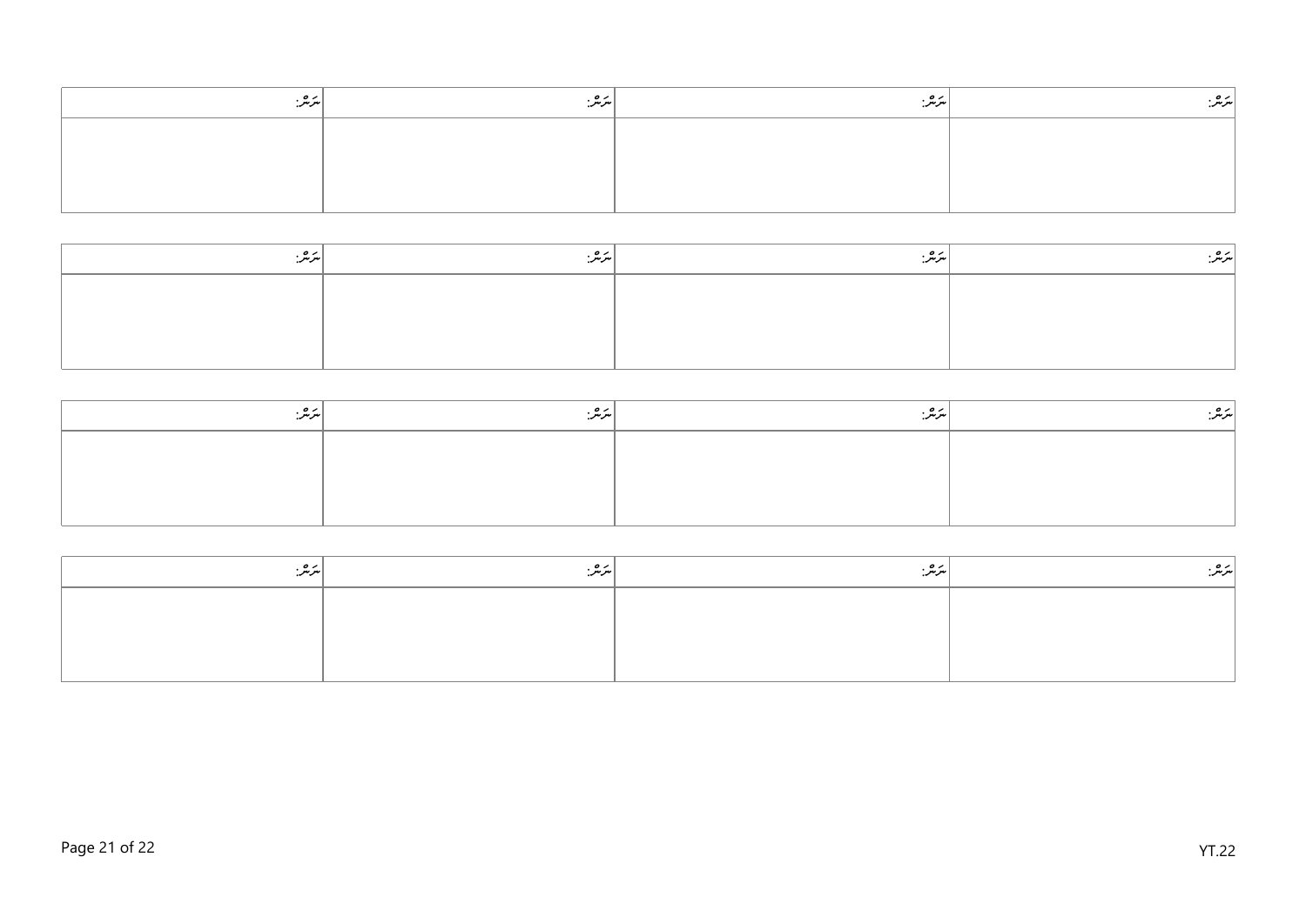| ނަރުދ: | ނަރުދ: | ނަރުދ: | ނަރުދ: |
| --- | --- | --- | --- |
| | | | |

| ނަރުދ: | ނަރުދ: | ނަރުދ: | ނަރުދ: |
| --- | --- | --- | --- |
| | | | |

| ނަރުދ: | ނަރުދ: | ނަރުދ: | ނަރުދ: |
| --- | --- | --- | --- |
| | | | |

| ނަރުދ: | ނަރުދ: | ނަރުދ: | ނަރުދ: |
| --- | --- | --- | --- |
| | | | |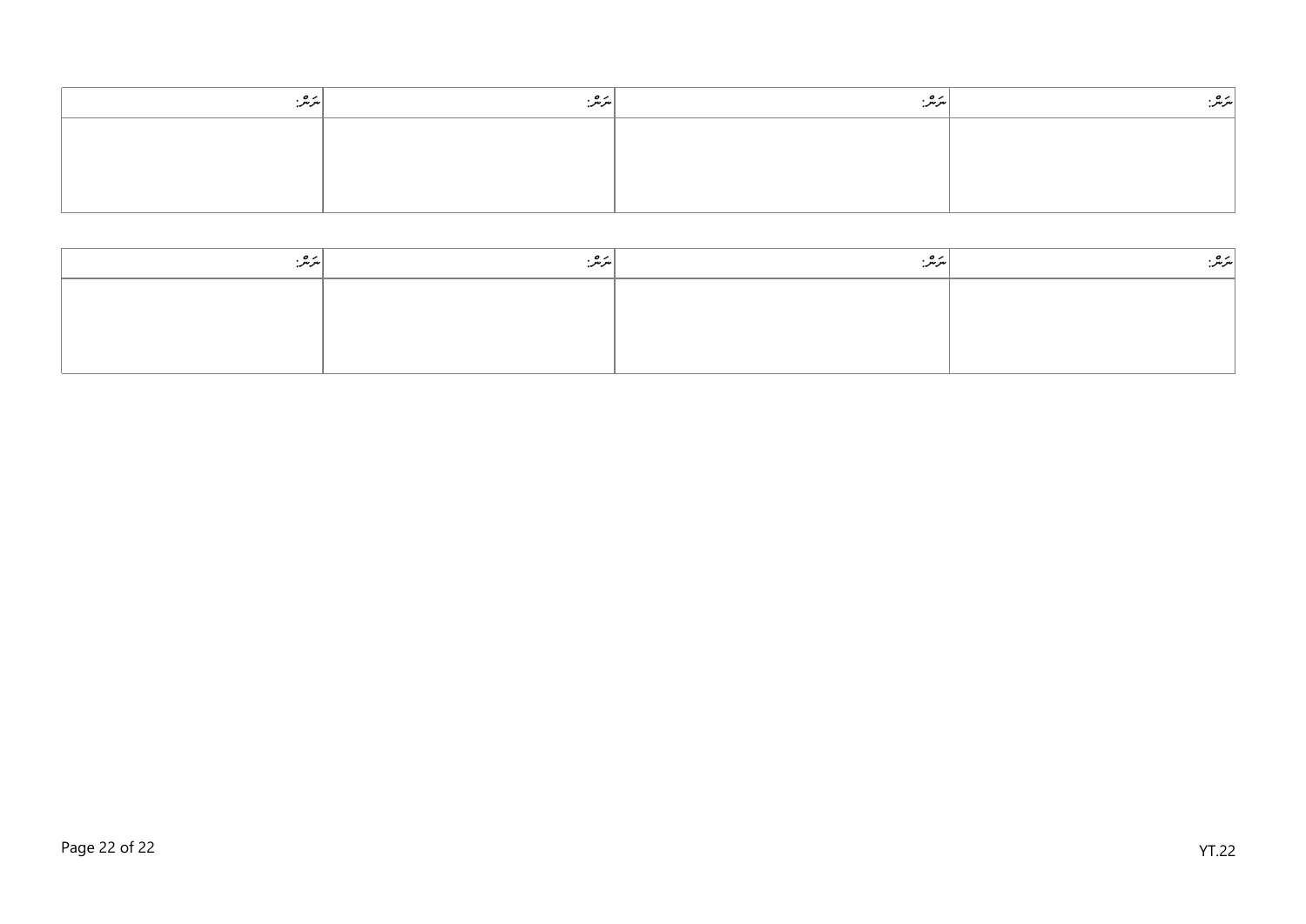| ނަރުން: | ނަރުން: | ނަރުން: | ނަރުން: |
| --- | --- | --- | --- |
| | | | |

| ނަރުން: | ނަރުން: | ނަރުން: | ނަރުން: |
| --- | --- | --- | --- |
| | | | |